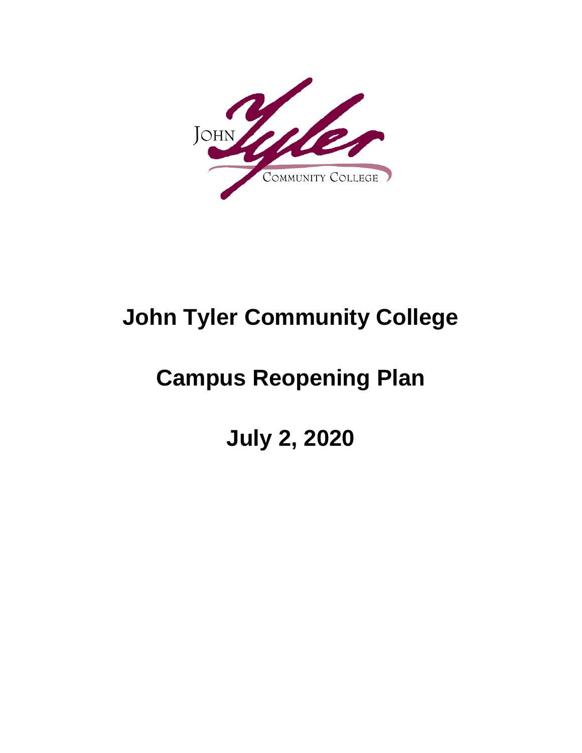# John Tyler Community College

# Campus Reopening Plan

# July 2, 2020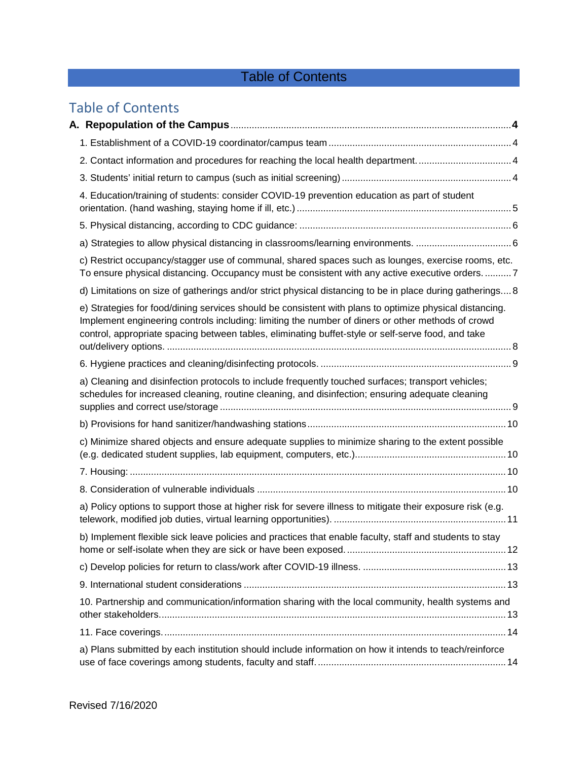# Table of Contents

## Table of Contents

**A. Repopulation of the Campus** ..... **4**

1. Establishment of a COVID-19 coordinator/campus team ..... 4

2. Contact information and procedures for reaching the local health department. ..... 4

3. Students' initial return to campus (such as initial screening) ..... 4

4. Education/training of students: consider COVID-19 prevention education as part of student orientation. (hand washing, staying home if ill, etc.) ..... 5

5. Physical distancing, according to CDC guidance: ..... 6

a) Strategies to allow physical distancing in classrooms/learning environments. ..... 6

c) Restrict occupancy/stagger use of communal, shared spaces such as lounges, exercise rooms, etc. To ensure physical distancing. Occupancy must be consistent with any active executive orders. ..... 7

d) Limitations on size of gatherings and/or strict physical distancing to be in place during gatherings ..... 8

e) Strategies for food/dining services should be consistent with plans to optimize physical distancing. Implement engineering controls including: limiting the number of diners or other methods of crowd control, appropriate spacing between tables, eliminating buffet-style or self-serve food, and take out/delivery options. ..... 8

6. Hygiene practices and cleaning/disinfecting protocols. ..... 9

a) Cleaning and disinfection protocols to include frequently touched surfaces; transport vehicles; schedules for increased cleaning, routine cleaning, and disinfection; ensuring adequate cleaning supplies and correct use/storage ..... 9

b) Provisions for hand sanitizer/handwashing stations ..... 10

c) Minimize shared objects and ensure adequate supplies to minimize sharing to the extent possible (e.g. dedicated student supplies, lab equipment, computers, etc.) ..... 10

7. Housing: ..... 10

8. Consideration of vulnerable individuals ..... 10

a) Policy options to support those at higher risk for severe illness to mitigate their exposure risk (e.g. telework, modified job duties, virtual learning opportunities). ..... 11

b) Implement flexible sick leave policies and practices that enable faculty, staff and students to stay home or self-isolate when they are sick or have been exposed. ..... 12

c) Develop policies for return to class/work after COVID-19 illness. ..... 13

9. International student considerations ..... 13

10. Partnership and communication/information sharing with the local community, health systems and other stakeholders. ..... 13

11. Face coverings. ..... 14

a) Plans submitted by each institution should include information on how it intends to teach/reinforce use of face coverings among students, faculty and staff. ..... 14

Revised 7/16/2020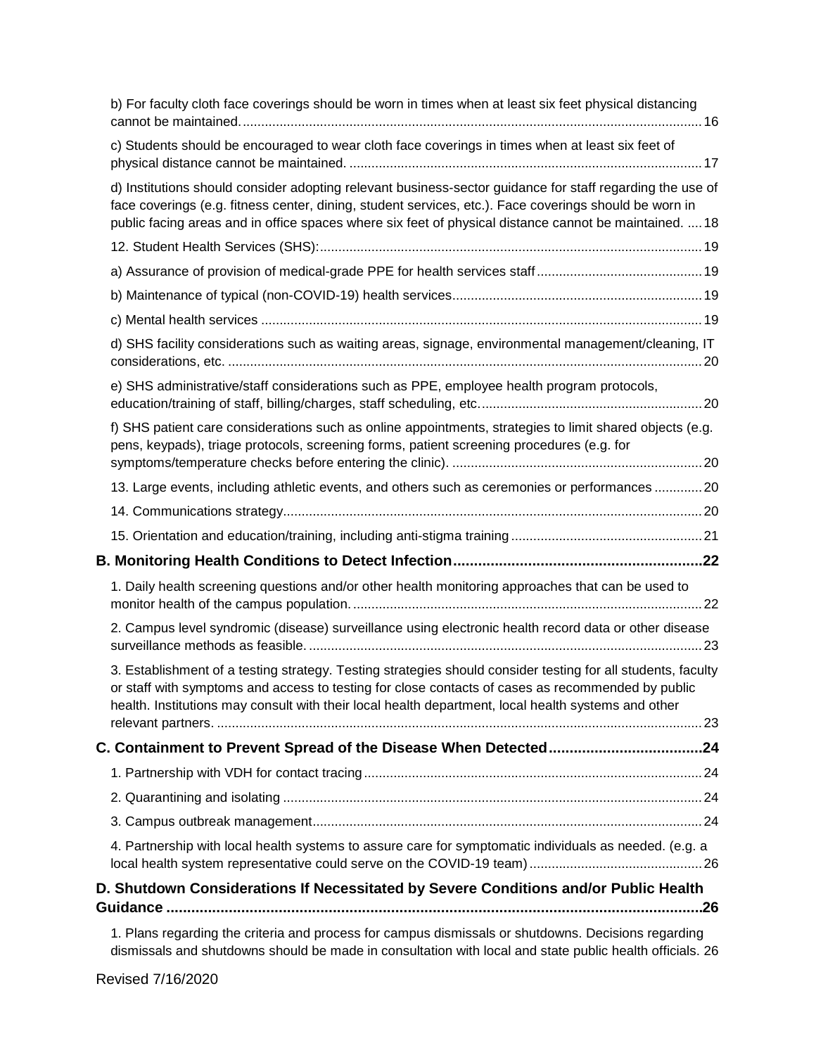b) For faculty cloth face coverings should be worn in times when at least six feet physical distancing cannot be maintained. .......... 16

c) Students should be encouraged to wear cloth face coverings in times when at least six feet of physical distance cannot be maintained. .......... 17

d) Institutions should consider adopting relevant business-sector guidance for staff regarding the use of face coverings (e.g. fitness center, dining, student services, etc.). Face coverings should be worn in public facing areas and in office spaces where six feet of physical distance cannot be maintained. .... 18

12. Student Health Services (SHS): .......... 19

a) Assurance of provision of medical-grade PPE for health services staff .......... 19

b) Maintenance of typical (non-COVID-19) health services .......... 19

c) Mental health services .......... 19

d) SHS facility considerations such as waiting areas, signage, environmental management/cleaning, IT considerations, etc. .......... 20

e) SHS administrative/staff considerations such as PPE, employee health program protocols, education/training of staff, billing/charges, staff scheduling, etc. .......... 20

f) SHS patient care considerations such as online appointments, strategies to limit shared objects (e.g. pens, keypads), triage protocols, screening forms, patient screening procedures (e.g. for symptoms/temperature checks before entering the clinic). .......... 20

13. Large events, including athletic events, and others such as ceremonies or performances .......... 20

14. Communications strategy .......... 20

15. Orientation and education/training, including anti-stigma training .......... 21

**B. Monitoring Health Conditions to Detect Infection .......... 22**

1. Daily health screening questions and/or other health monitoring approaches that can be used to monitor health of the campus population. .......... 22

2. Campus level syndromic (disease) surveillance using electronic health record data or other disease surveillance methods as feasible. .......... 23

3. Establishment of a testing strategy. Testing strategies should consider testing for all students, faculty or staff with symptoms and access to testing for close contacts of cases as recommended by public health. Institutions may consult with their local health department, local health systems and other relevant partners. .......... 23

**C. Containment to Prevent Spread of the Disease When Detected .......... 24**

1. Partnership with VDH for contact tracing .......... 24

2. Quarantining and isolating .......... 24

3. Campus outbreak management .......... 24

4. Partnership with local health systems to assure care for symptomatic individuals as needed. (e.g. a local health system representative could serve on the COVID-19 team) .......... 26

**D. Shutdown Considerations If Necessitated by Severe Conditions and/or Public Health Guidance .......... 26**

1. Plans regarding the criteria and process for campus dismissals or shutdowns. Decisions regarding dismissals and shutdowns should be made in consultation with local and state public health officials. 26

Revised 7/16/2020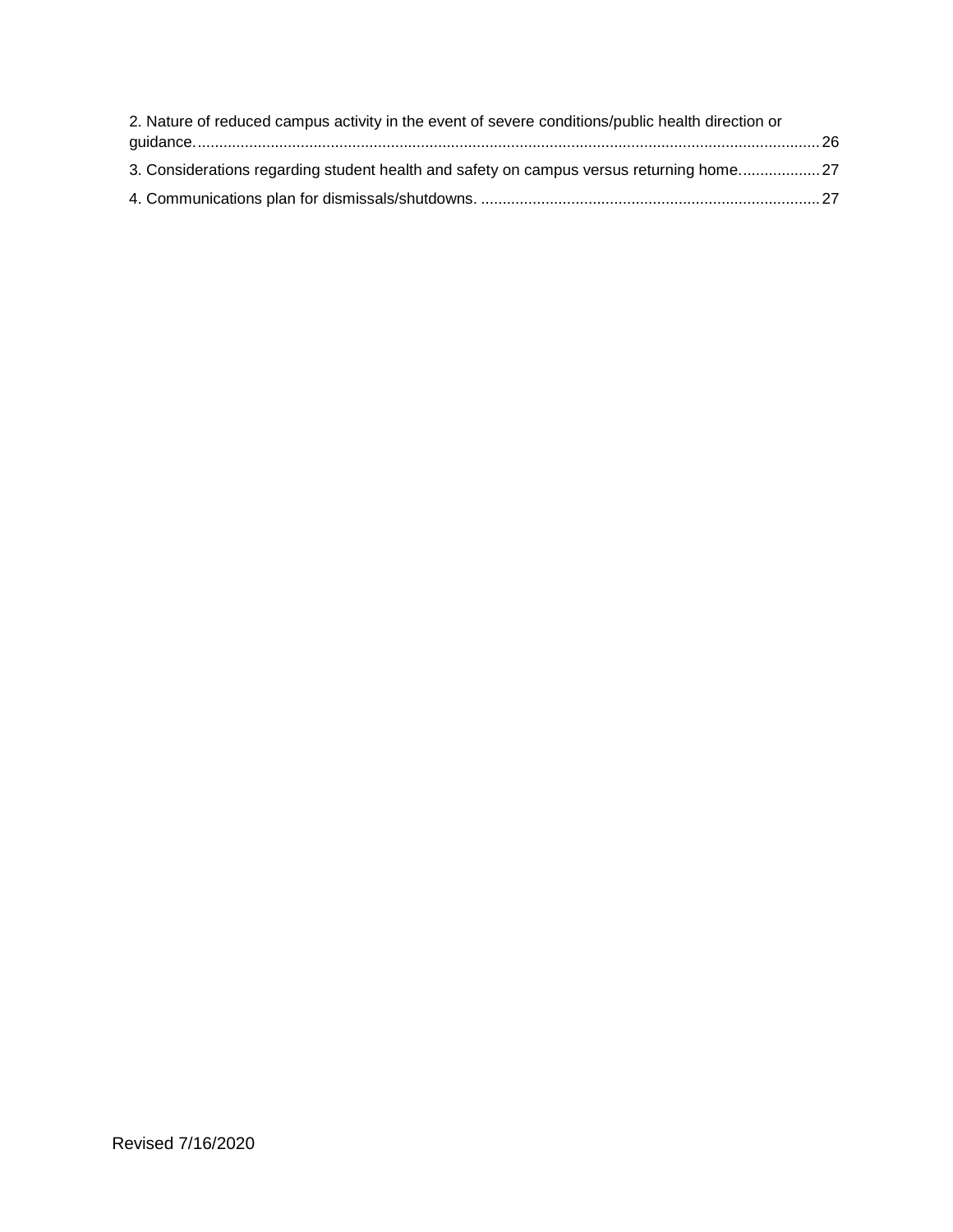2. Nature of reduced campus activity in the event of severe conditions/public health direction or guidance. 26

3. Considerations regarding student health and safety on campus versus returning home. 27

4. Communications plan for dismissals/shutdowns. 27

Revised 7/16/2020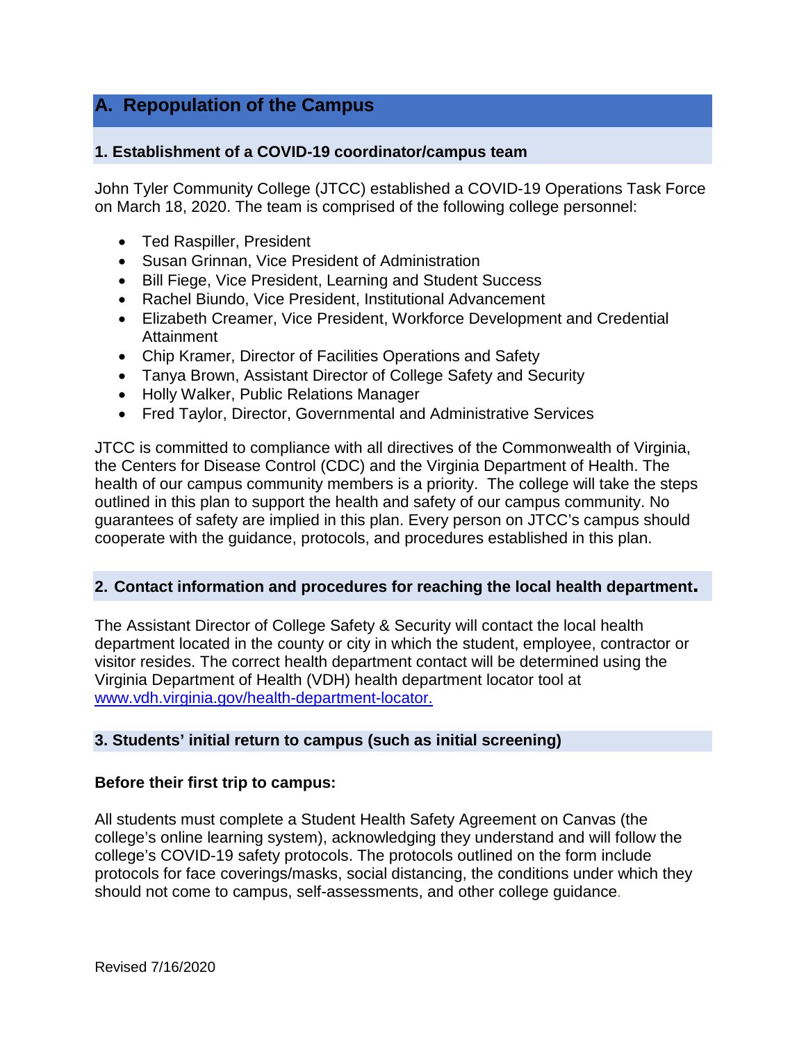## A. Repopulation of the Campus

### 1. Establishment of a COVID-19 coordinator/campus team

John Tyler Community College (JTCC) established a COVID-19 Operations Task Force on March 18, 2020. The team is comprised of the following college personnel:

- Ted Raspiller, President
- Susan Grinnan, Vice President of Administration
- Bill Fiege, Vice President, Learning and Student Success
- Rachel Biundo, Vice President, Institutional Advancement
- Elizabeth Creamer, Vice President, Workforce Development and Credential Attainment
- Chip Kramer, Director of Facilities Operations and Safety
- Tanya Brown, Assistant Director of College Safety and Security
- Holly Walker, Public Relations Manager
- Fred Taylor, Director, Governmental and Administrative Services

JTCC is committed to compliance with all directives of the Commonwealth of Virginia, the Centers for Disease Control (CDC) and the Virginia Department of Health. The health of our campus community members is a priority. The college will take the steps outlined in this plan to support the health and safety of our campus community. No guarantees of safety are implied in this plan. Every person on JTCC's campus should cooperate with the guidance, protocols, and procedures established in this plan.

### 2. Contact information and procedures for reaching the local health department.

The Assistant Director of College Safety & Security will contact the local health department located in the county or city in which the student, employee, contractor or visitor resides. The correct health department contact will be determined using the Virginia Department of Health (VDH) health department locator tool at [www.vdh.virginia.gov/health-department-locator.](http://www.vdh.virginia.gov/health-department-locator)

### 3. Students' initial return to campus (such as initial screening)

**Before their first trip to campus:**

All students must complete a Student Health Safety Agreement on Canvas (the college's online learning system), acknowledging they understand and will follow the college's COVID-19 safety protocols. The protocols outlined on the form include protocols for face coverings/masks, social distancing, the conditions under which they should not come to campus, self-assessments, and other college guidance.

Revised 7/16/2020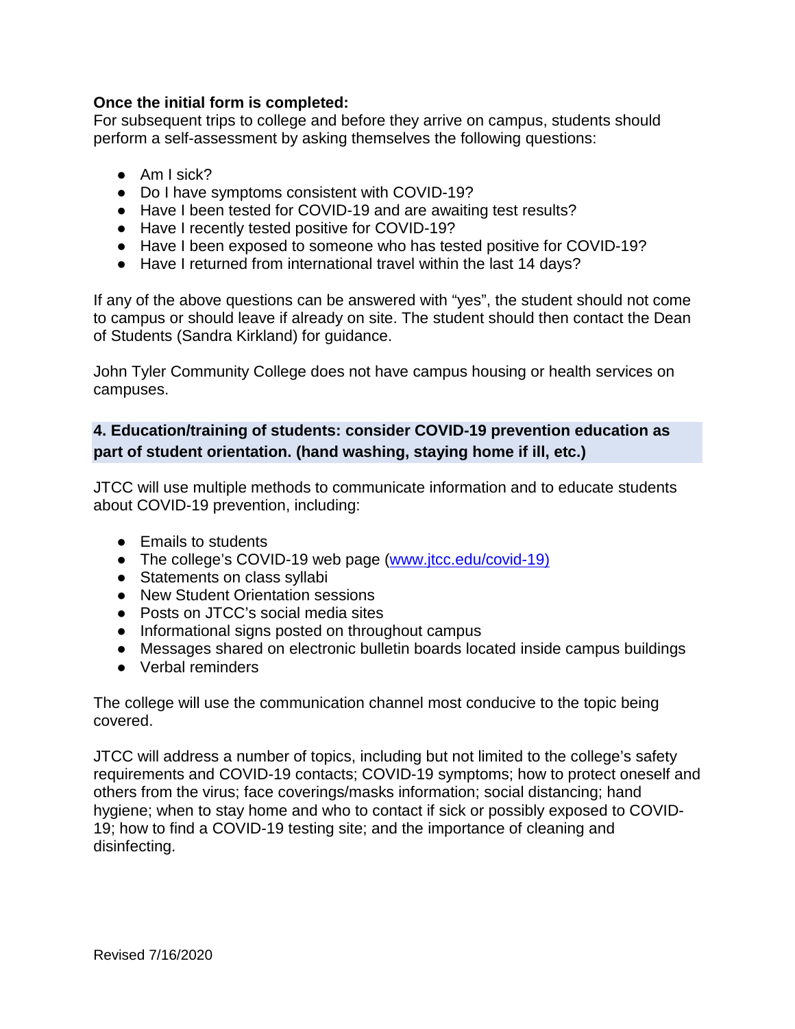**Once the initial form is completed:**
For subsequent trips to college and before they arrive on campus, students should perform a self-assessment by asking themselves the following questions:

- Am I sick?
- Do I have symptoms consistent with COVID-19?
- Have I been tested for COVID-19 and are awaiting test results?
- Have I recently tested positive for COVID-19?
- Have I been exposed to someone who has tested positive for COVID-19?
- Have I returned from international travel within the last 14 days?

If any of the above questions can be answered with "yes", the student should not come to campus or should leave if already on site. The student should then contact the Dean of Students (Sandra Kirkland) for guidance.

John Tyler Community College does not have campus housing or health services on campuses.

### 4. Education/training of students: consider COVID-19 prevention education as part of student orientation. (hand washing, staying home if ill, etc.)

JTCC will use multiple methods to communicate information and to educate students about COVID-19 prevention, including:

- Emails to students
- The college's COVID-19 web page (www.jtcc.edu/covid-19)
- Statements on class syllabi
- New Student Orientation sessions
- Posts on JTCC's social media sites
- Informational signs posted on throughout campus
- Messages shared on electronic bulletin boards located inside campus buildings
- Verbal reminders

The college will use the communication channel most conducive to the topic being covered.

JTCC will address a number of topics, including but not limited to the college's safety requirements and COVID-19 contacts; COVID-19 symptoms; how to protect oneself and others from the virus; face coverings/masks information; social distancing; hand hygiene; when to stay home and who to contact if sick or possibly exposed to COVID-19; how to find a COVID-19 testing site; and the importance of cleaning and disinfecting.

Revised 7/16/2020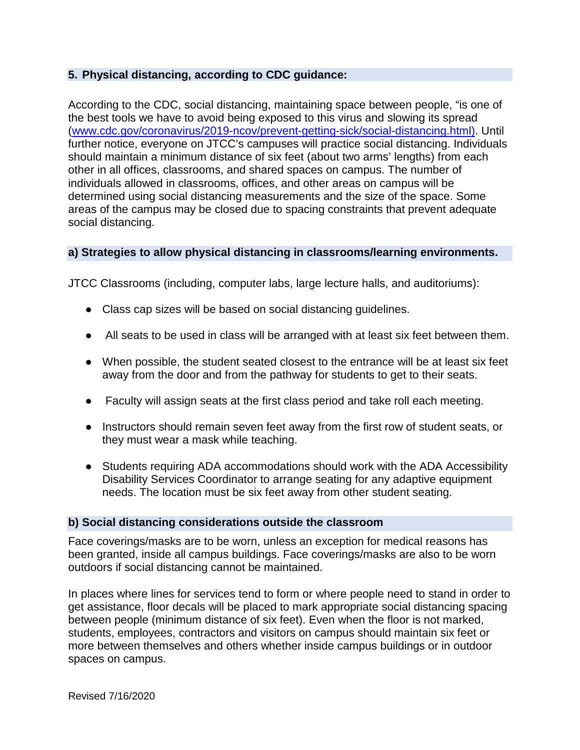## 5. Physical distancing, according to CDC guidance:

According to the CDC, social distancing, maintaining space between people, "is one of the best tools we have to avoid being exposed to this virus and slowing its spread (www.cdc.gov/coronavirus/2019-ncov/prevent-getting-sick/social-distancing.html). Until further notice, everyone on JTCC's campuses will practice social distancing. Individuals should maintain a minimum distance of six feet (about two arms' lengths) from each other in all offices, classrooms, and shared spaces on campus. The number of individuals allowed in classrooms, offices, and other areas on campus will be determined using social distancing measurements and the size of the space. Some areas of the campus may be closed due to spacing constraints that prevent adequate social distancing.

### a) Strategies to allow physical distancing in classrooms/learning environments.

JTCC Classrooms (including, computer labs, large lecture halls, and auditoriums):

- Class cap sizes will be based on social distancing guidelines.
- All seats to be used in class will be arranged with at least six feet between them.
- When possible, the student seated closest to the entrance will be at least six feet away from the door and from the pathway for students to get to their seats.
- Faculty will assign seats at the first class period and take roll each meeting.
- Instructors should remain seven feet away from the first row of student seats, or they must wear a mask while teaching.
- Students requiring ADA accommodations should work with the ADA Accessibility Disability Services Coordinator to arrange seating for any adaptive equipment needs. The location must be six feet away from other student seating.

### b) Social distancing considerations outside the classroom

Face coverings/masks are to be worn, unless an exception for medical reasons has been granted, inside all campus buildings. Face coverings/masks are also to be worn outdoors if social distancing cannot be maintained.

In places where lines for services tend to form or where people need to stand in order to get assistance, floor decals will be placed to mark appropriate social distancing spacing between people (minimum distance of six feet). Even when the floor is not marked, students, employees, contractors and visitors on campus should maintain six feet or more between themselves and others whether inside campus buildings or in outdoor spaces on campus.

Revised 7/16/2020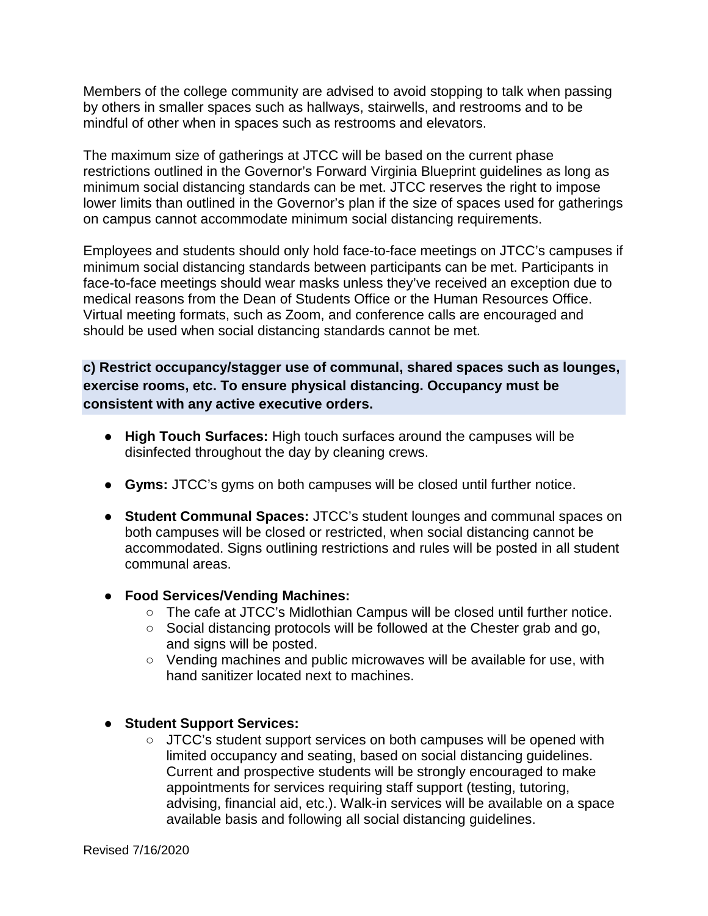Members of the college community are advised to avoid stopping to talk when passing by others in smaller spaces such as hallways, stairwells, and restrooms and to be mindful of other when in spaces such as restrooms and elevators.

The maximum size of gatherings at JTCC will be based on the current phase restrictions outlined in the Governor's Forward Virginia Blueprint guidelines as long as minimum social distancing standards can be met. JTCC reserves the right to impose lower limits than outlined in the Governor's plan if the size of spaces used for gatherings on campus cannot accommodate minimum social distancing requirements.

Employees and students should only hold face-to-face meetings on JTCC's campuses if minimum social distancing standards between participants can be met. Participants in face-to-face meetings should wear masks unless they've received an exception due to medical reasons from the Dean of Students Office or the Human Resources Office. Virtual meeting formats, such as Zoom, and conference calls are encouraged and should be used when social distancing standards cannot be met.

**c) Restrict occupancy/stagger use of communal, shared spaces such as lounges, exercise rooms, etc. To ensure physical distancing. Occupancy must be consistent with any active executive orders.**

- **High Touch Surfaces:** High touch surfaces around the campuses will be disinfected throughout the day by cleaning crews.
- **Gyms:** JTCC's gyms on both campuses will be closed until further notice.
- **Student Communal Spaces:** JTCC's student lounges and communal spaces on both campuses will be closed or restricted, when social distancing cannot be accommodated. Signs outlining restrictions and rules will be posted in all student communal areas.
- **Food Services/Vending Machines:**
  - The cafe at JTCC's Midlothian Campus will be closed until further notice.
  - Social distancing protocols will be followed at the Chester grab and go, and signs will be posted.
  - Vending machines and public microwaves will be available for use, with hand sanitizer located next to machines.
- **Student Support Services:**
  - JTCC's student support services on both campuses will be opened with limited occupancy and seating, based on social distancing guidelines. Current and prospective students will be strongly encouraged to make appointments for services requiring staff support (testing, tutoring, advising, financial aid, etc.). Walk-in services will be available on a space available basis and following all social distancing guidelines.

Revised 7/16/2020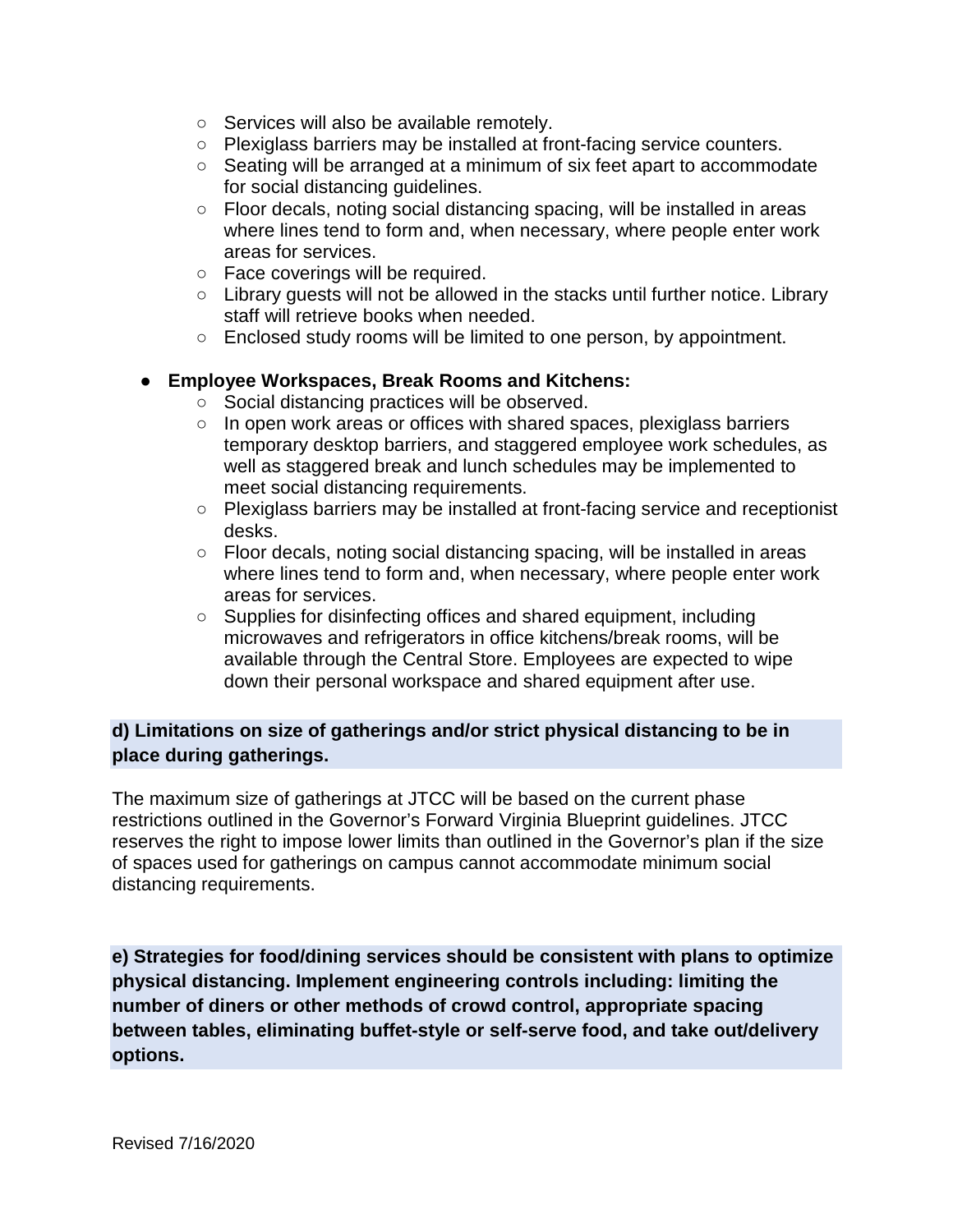- Services will also be available remotely.
  - Plexiglass barriers may be installed at front-facing service counters.
  - Seating will be arranged at a minimum of six feet apart to accommodate for social distancing guidelines.
  - Floor decals, noting social distancing spacing, will be installed in areas where lines tend to form and, when necessary, where people enter work areas for services.
  - Face coverings will be required.
  - Library guests will not be allowed in the stacks until further notice. Library staff will retrieve books when needed.
  - Enclosed study rooms will be limited to one person, by appointment.

- **Employee Workspaces, Break Rooms and Kitchens:**
  - Social distancing practices will be observed.
  - In open work areas or offices with shared spaces, plexiglass barriers temporary desktop barriers, and staggered employee work schedules, as well as staggered break and lunch schedules may be implemented to meet social distancing requirements.
  - Plexiglass barriers may be installed at front-facing service and receptionist desks.
  - Floor decals, noting social distancing spacing, will be installed in areas where lines tend to form and, when necessary, where people enter work areas for services.
  - Supplies for disinfecting offices and shared equipment, including microwaves and refrigerators in office kitchens/break rooms, will be available through the Central Store. Employees are expected to wipe down their personal workspace and shared equipment after use.

**d) Limitations on size of gatherings and/or strict physical distancing to be in place during gatherings.**

The maximum size of gatherings at JTCC will be based on the current phase restrictions outlined in the Governor's Forward Virginia Blueprint guidelines. JTCC reserves the right to impose lower limits than outlined in the Governor's plan if the size of spaces used for gatherings on campus cannot accommodate minimum social distancing requirements.

**e) Strategies for food/dining services should be consistent with plans to optimize physical distancing. Implement engineering controls including: limiting the number of diners or other methods of crowd control, appropriate spacing between tables, eliminating buffet-style or self-serve food, and take out/delivery options.**

Revised 7/16/2020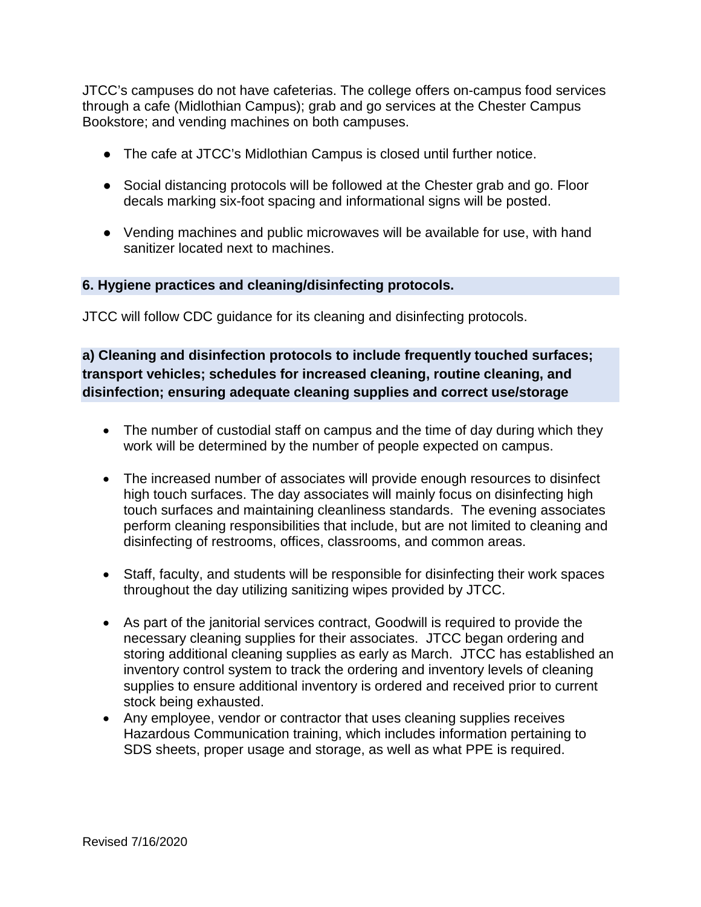JTCC's campuses do not have cafeterias. The college offers on-campus food services through a cafe (Midlothian Campus); grab and go services at the Chester Campus Bookstore; and vending machines on both campuses.

- The cafe at JTCC's Midlothian Campus is closed until further notice.
- Social distancing protocols will be followed at the Chester grab and go. Floor decals marking six-foot spacing and informational signs will be posted.
- Vending machines and public microwaves will be available for use, with hand sanitizer located next to machines.

## 6. Hygiene practices and cleaning/disinfecting protocols.

JTCC will follow CDC guidance for its cleaning and disinfecting protocols.

### a) Cleaning and disinfection protocols to include frequently touched surfaces; transport vehicles; schedules for increased cleaning, routine cleaning, and disinfection; ensuring adequate cleaning supplies and correct use/storage

- The number of custodial staff on campus and the time of day during which they work will be determined by the number of people expected on campus.
- The increased number of associates will provide enough resources to disinfect high touch surfaces. The day associates will mainly focus on disinfecting high touch surfaces and maintaining cleanliness standards. The evening associates perform cleaning responsibilities that include, but are not limited to cleaning and disinfecting of restrooms, offices, classrooms, and common areas.
- Staff, faculty, and students will be responsible for disinfecting their work spaces throughout the day utilizing sanitizing wipes provided by JTCC.
- As part of the janitorial services contract, Goodwill is required to provide the necessary cleaning supplies for their associates. JTCC began ordering and storing additional cleaning supplies as early as March. JTCC has established an inventory control system to track the ordering and inventory levels of cleaning supplies to ensure additional inventory is ordered and received prior to current stock being exhausted.
- Any employee, vendor or contractor that uses cleaning supplies receives Hazardous Communication training, which includes information pertaining to SDS sheets, proper usage and storage, as well as what PPE is required.

Revised 7/16/2020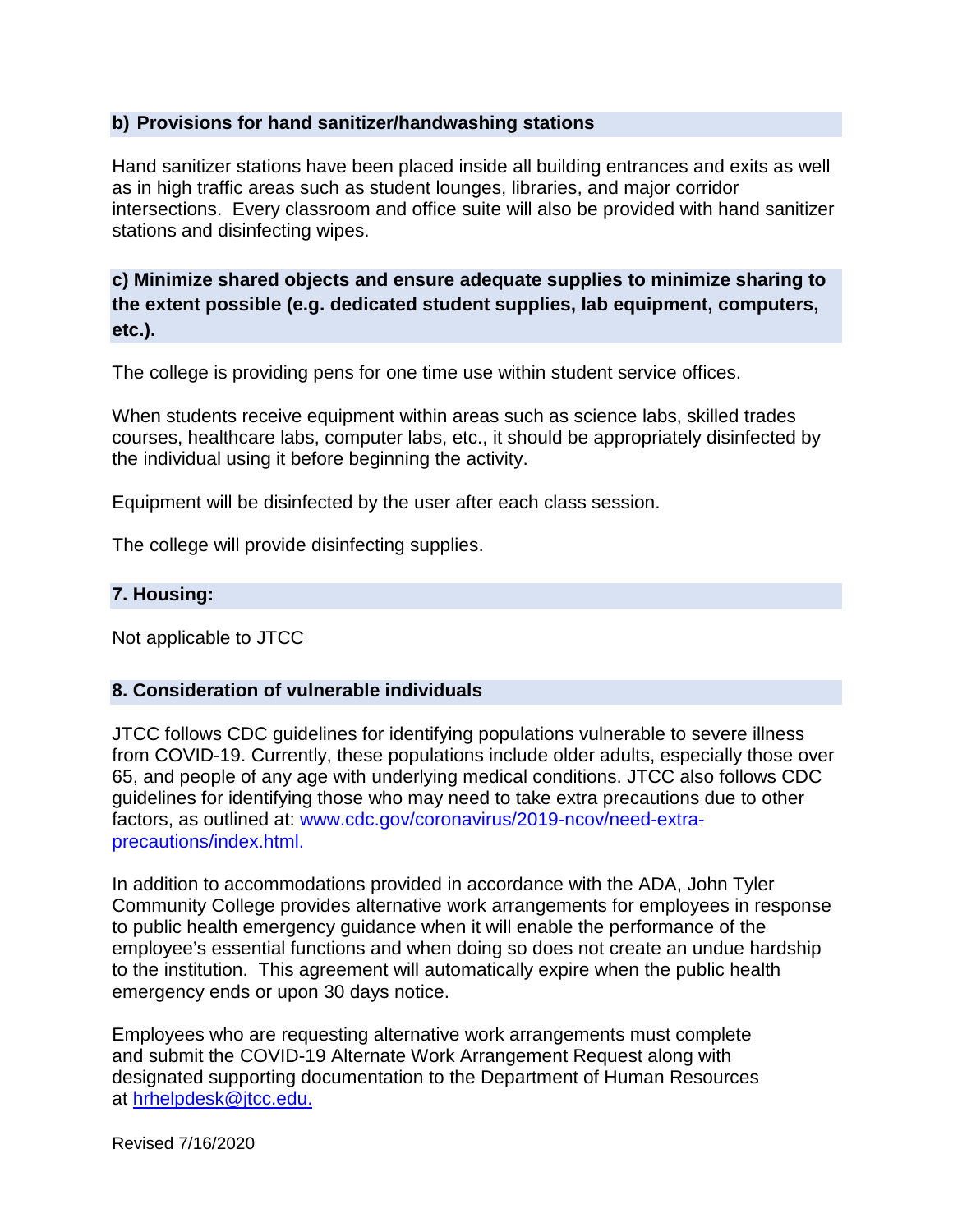### b) Provisions for hand sanitizer/handwashing stations

Hand sanitizer stations have been placed inside all building entrances and exits as well as in high traffic areas such as student lounges, libraries, and major corridor intersections. Every classroom and office suite will also be provided with hand sanitizer stations and disinfecting wipes.

### c) Minimize shared objects and ensure adequate supplies to minimize sharing to the extent possible (e.g. dedicated student supplies, lab equipment, computers, etc.).

The college is providing pens for one time use within student service offices.

When students receive equipment within areas such as science labs, skilled trades courses, healthcare labs, computer labs, etc., it should be appropriately disinfected by the individual using it before beginning the activity.

Equipment will be disinfected by the user after each class session.

The college will provide disinfecting supplies.

## 7. Housing:

Not applicable to JTCC

## 8. Consideration of vulnerable individuals

JTCC follows CDC guidelines for identifying populations vulnerable to severe illness from COVID-19. Currently, these populations include older adults, especially those over 65, and people of any age with underlying medical conditions. JTCC also follows CDC guidelines for identifying those who may need to take extra precautions due to other factors, as outlined at: www.cdc.gov/coronavirus/2019-ncov/need-extra-precautions/index.html.

In addition to accommodations provided in accordance with the ADA, John Tyler Community College provides alternative work arrangements for employees in response to public health emergency guidance when it will enable the performance of the employee's essential functions and when doing so does not create an undue hardship to the institution. This agreement will automatically expire when the public health emergency ends or upon 30 days notice.

Employees who are requesting alternative work arrangements must complete and submit the COVID-19 Alternate Work Arrangement Request along with designated supporting documentation to the Department of Human Resources at hrhelpdesk@jtcc.edu.

Revised 7/16/2020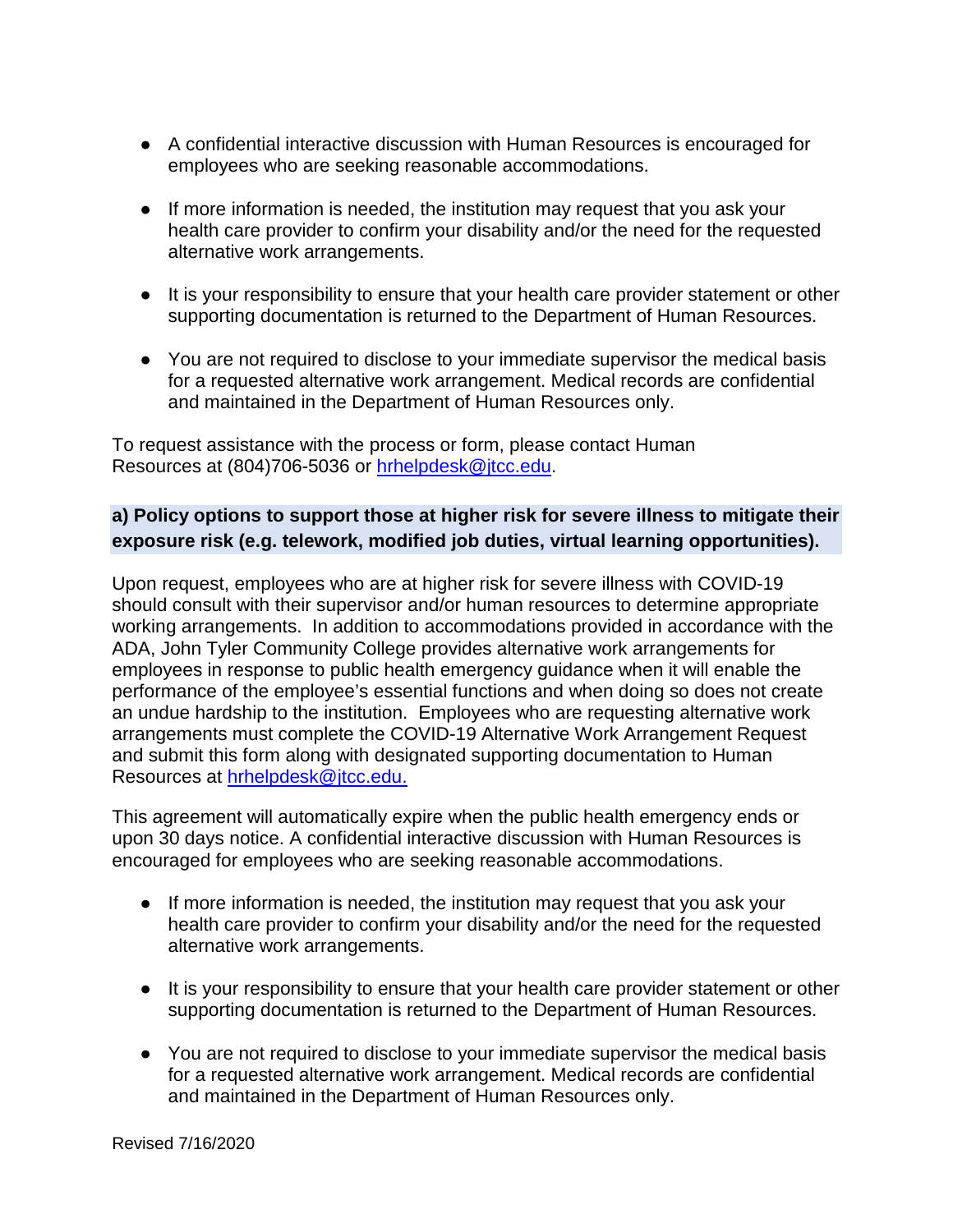- A confidential interactive discussion with Human Resources is encouraged for employees who are seeking reasonable accommodations.
- If more information is needed, the institution may request that you ask your health care provider to confirm your disability and/or the need for the requested alternative work arrangements.
- It is your responsibility to ensure that your health care provider statement or other supporting documentation is returned to the Department of Human Resources.
- You are not required to disclose to your immediate supervisor the medical basis for a requested alternative work arrangement. Medical records are confidential and maintained in the Department of Human Resources only.

To request assistance with the process or form, please contact Human Resources at (804)706-5036 or hrhelpdesk@jtcc.edu.

**a) Policy options to support those at higher risk for severe illness to mitigate their exposure risk (e.g. telework, modified job duties, virtual learning opportunities).**

Upon request, employees who are at higher risk for severe illness with COVID-19 should consult with their supervisor and/or human resources to determine appropriate working arrangements. In addition to accommodations provided in accordance with the ADA, John Tyler Community College provides alternative work arrangements for employees in response to public health emergency guidance when it will enable the performance of the employee's essential functions and when doing so does not create an undue hardship to the institution. Employees who are requesting alternative work arrangements must complete the COVID-19 Alternative Work Arrangement Request and submit this form along with designated supporting documentation to Human Resources at hrhelpdesk@jtcc.edu.

This agreement will automatically expire when the public health emergency ends or upon 30 days notice. A confidential interactive discussion with Human Resources is encouraged for employees who are seeking reasonable accommodations.

- If more information is needed, the institution may request that you ask your health care provider to confirm your disability and/or the need for the requested alternative work arrangements.
- It is your responsibility to ensure that your health care provider statement or other supporting documentation is returned to the Department of Human Resources.
- You are not required to disclose to your immediate supervisor the medical basis for a requested alternative work arrangement. Medical records are confidential and maintained in the Department of Human Resources only.

Revised 7/16/2020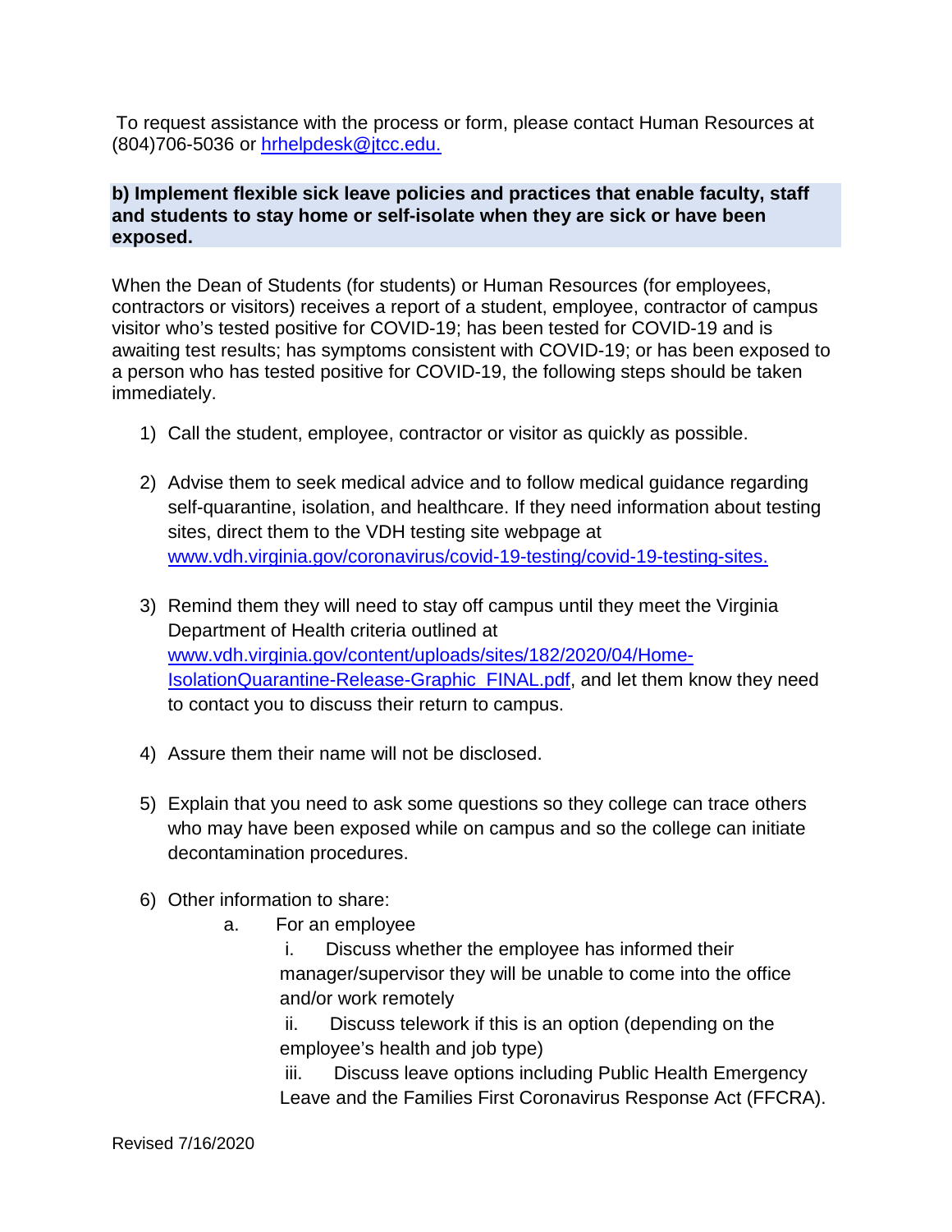To request assistance with the process or form, please contact Human Resources at (804)706-5036 or [hrhelpdesk@jtcc.edu.](mailto:hrhelpdesk@jtcc.edu)

**b) Implement flexible sick leave policies and practices that enable faculty, staff and students to stay home or self-isolate when they are sick or have been exposed.**

When the Dean of Students (for students) or Human Resources (for employees, contractors or visitors) receives a report of a student, employee, contractor of campus visitor who's tested positive for COVID-19; has been tested for COVID-19 and is awaiting test results; has symptoms consistent with COVID-19; or has been exposed to a person who has tested positive for COVID-19, the following steps should be taken immediately.

1) Call the student, employee, contractor or visitor as quickly as possible.

2) Advise them to seek medical advice and to follow medical guidance regarding self-quarantine, isolation, and healthcare. If they need information about testing sites, direct them to the VDH testing site webpage at [www.vdh.virginia.gov/coronavirus/covid-19-testing/covid-19-testing-sites.](http://www.vdh.virginia.gov/coronavirus/covid-19-testing/covid-19-testing-sites)

3) Remind them they will need to stay off campus until they meet the Virginia Department of Health criteria outlined at [www.vdh.virginia.gov/content/uploads/sites/182/2020/04/Home-IsolationQuarantine-Release-Graphic_FINAL.pdf](http://www.vdh.virginia.gov/content/uploads/sites/182/2020/04/Home-IsolationQuarantine-Release-Graphic_FINAL.pdf), and let them know they need to contact you to discuss their return to campus.

4) Assure them their name will not be disclosed.

5) Explain that you need to ask some questions so they college can trace others who may have been exposed while on campus and so the college can initiate decontamination procedures.

6) Other information to share:
    a. For an employee
        i. Discuss whether the employee has informed their manager/supervisor they will be unable to come into the office and/or work remotely
        ii. Discuss telework if this is an option (depending on the employee's health and job type)
        iii. Discuss leave options including Public Health Emergency Leave and the Families First Coronavirus Response Act (FFCRA).

Revised 7/16/2020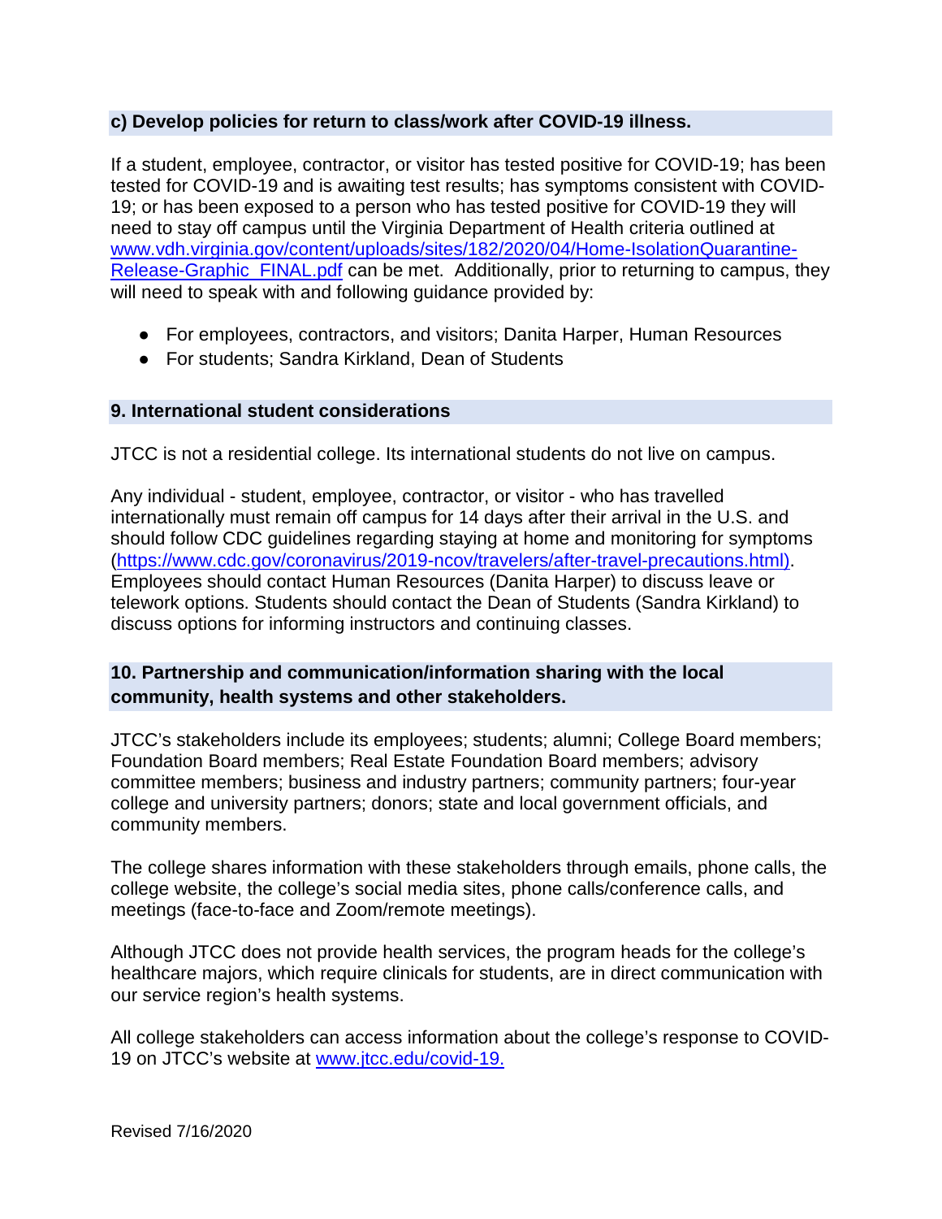### c) Develop policies for return to class/work after COVID-19 illness.

If a student, employee, contractor, or visitor has tested positive for COVID-19; has been tested for COVID-19 and is awaiting test results; has symptoms consistent with COVID-19; or has been exposed to a person who has tested positive for COVID-19 they will need to stay off campus until the Virginia Department of Health criteria outlined at [www.vdh.virginia.gov/content/uploads/sites/182/2020/04/Home-IsolationQuarantine-Release-Graphic_FINAL.pdf](www.vdh.virginia.gov/content/uploads/sites/182/2020/04/Home-IsolationQuarantine-Release-Graphic_FINAL.pdf) can be met. Additionally, prior to returning to campus, they will need to speak with and following guidance provided by:

- For employees, contractors, and visitors; Danita Harper, Human Resources
- For students; Sandra Kirkland, Dean of Students

## 9. International student considerations

JTCC is not a residential college. Its international students do not live on campus.

Any individual - student, employee, contractor, or visitor - who has travelled internationally must remain off campus for 14 days after their arrival in the U.S. and should follow CDC guidelines regarding staying at home and monitoring for symptoms ([https://www.cdc.gov/coronavirus/2019-ncov/travelers/after-travel-precautions.html](https://www.cdc.gov/coronavirus/2019-ncov/travelers/after-travel-precautions.html)). Employees should contact Human Resources (Danita Harper) to discuss leave or telework options. Students should contact the Dean of Students (Sandra Kirkland) to discuss options for informing instructors and continuing classes.

## 10. Partnership and communication/information sharing with the local community, health systems and other stakeholders.

JTCC's stakeholders include its employees; students; alumni; College Board members; Foundation Board members; Real Estate Foundation Board members; advisory committee members; business and industry partners; community partners; four-year college and university partners; donors; state and local government officials, and community members.

The college shares information with these stakeholders through emails, phone calls, the college website, the college's social media sites, phone calls/conference calls, and meetings (face-to-face and Zoom/remote meetings).

Although JTCC does not provide health services, the program heads for the college's healthcare majors, which require clinicals for students, are in direct communication with our service region's health systems.

All college stakeholders can access information about the college's response to COVID-19 on JTCC's website at [www.jtcc.edu/covid-19.](www.jtcc.edu/covid-19)

Revised 7/16/2020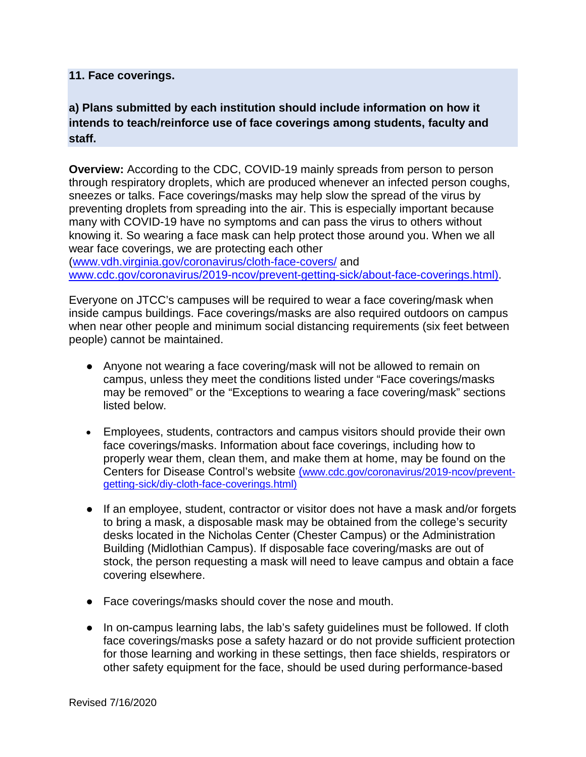**11. Face coverings.**

**a) Plans submitted by each institution should include information on how it intends to teach/reinforce use of face coverings among students, faculty and staff.**

**Overview:** According to the CDC, COVID-19 mainly spreads from person to person through respiratory droplets, which are produced whenever an infected person coughs, sneezes or talks. Face coverings/masks may help slow the spread of the virus by preventing droplets from spreading into the air. This is especially important because many with COVID-19 have no symptoms and can pass the virus to others without knowing it. So wearing a face mask can help protect those around you. When we all wear face coverings, we are protecting each other (www.vdh.virginia.gov/coronavirus/cloth-face-covers/ and www.cdc.gov/coronavirus/2019-ncov/prevent-getting-sick/about-face-coverings.html).

Everyone on JTCC's campuses will be required to wear a face covering/mask when inside campus buildings. Face coverings/masks are also required outdoors on campus when near other people and minimum social distancing requirements (six feet between people) cannot be maintained.

- Anyone not wearing a face covering/mask will not be allowed to remain on campus, unless they meet the conditions listed under "Face coverings/masks may be removed" or the "Exceptions to wearing a face covering/mask" sections listed below.
- Employees, students, contractors and campus visitors should provide their own face coverings/masks. Information about face coverings, including how to properly wear them, clean them, and make them at home, may be found on the Centers for Disease Control's website (www.cdc.gov/coronavirus/2019-ncov/prevent-getting-sick/diy-cloth-face-coverings.html)
- If an employee, student, contractor or visitor does not have a mask and/or forgets to bring a mask, a disposable mask may be obtained from the college's security desks located in the Nicholas Center (Chester Campus) or the Administration Building (Midlothian Campus). If disposable face covering/masks are out of stock, the person requesting a mask will need to leave campus and obtain a face covering elsewhere.
- Face coverings/masks should cover the nose and mouth.
- In on-campus learning labs, the lab's safety guidelines must be followed. If cloth face coverings/masks pose a safety hazard or do not provide sufficient protection for those learning and working in these settings, then face shields, respirators or other safety equipment for the face, should be used during performance-based

Revised 7/16/2020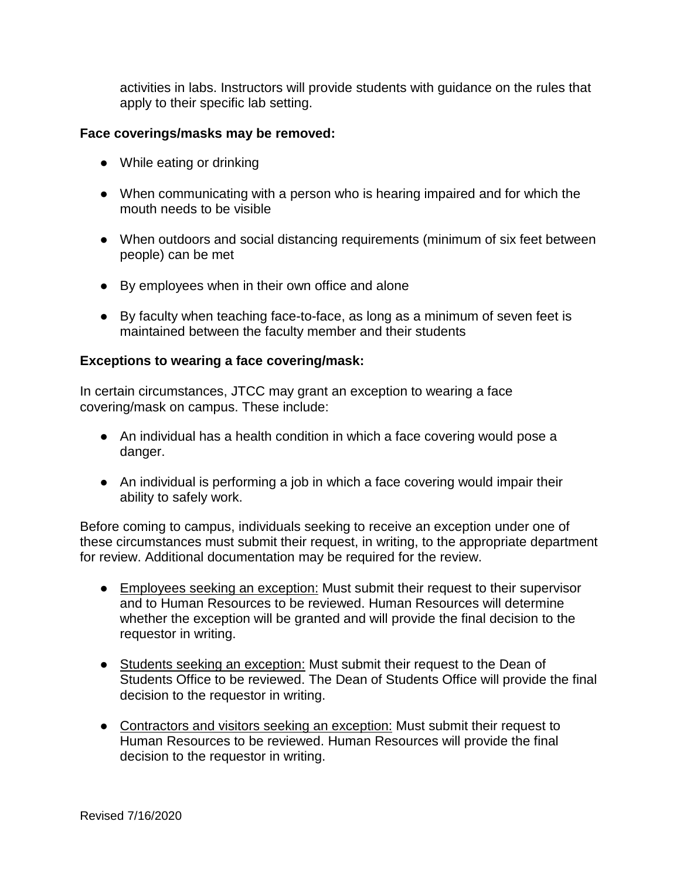activities in labs. Instructors will provide students with guidance on the rules that apply to their specific lab setting.

**Face coverings/masks may be removed:**

- While eating or drinking
- When communicating with a person who is hearing impaired and for which the mouth needs to be visible
- When outdoors and social distancing requirements (minimum of six feet between people) can be met
- By employees when in their own office and alone
- By faculty when teaching face-to-face, as long as a minimum of seven feet is maintained between the faculty member and their students

**Exceptions to wearing a face covering/mask:**

In certain circumstances, JTCC may grant an exception to wearing a face covering/mask on campus. These include:

- An individual has a health condition in which a face covering would pose a danger.
- An individual is performing a job in which a face covering would impair their ability to safely work.

Before coming to campus, individuals seeking to receive an exception under one of these circumstances must submit their request, in writing, to the appropriate department for review. Additional documentation may be required for the review.

- <u>Employees seeking an exception:</u> Must submit their request to their supervisor and to Human Resources to be reviewed. Human Resources will determine whether the exception will be granted and will provide the final decision to the requestor in writing.
- <u>Students seeking an exception:</u> Must submit their request to the Dean of Students Office to be reviewed. The Dean of Students Office will provide the final decision to the requestor in writing.
- <u>Contractors and visitors seeking an exception:</u> Must submit their request to Human Resources to be reviewed. Human Resources will provide the final decision to the requestor in writing.

Revised 7/16/2020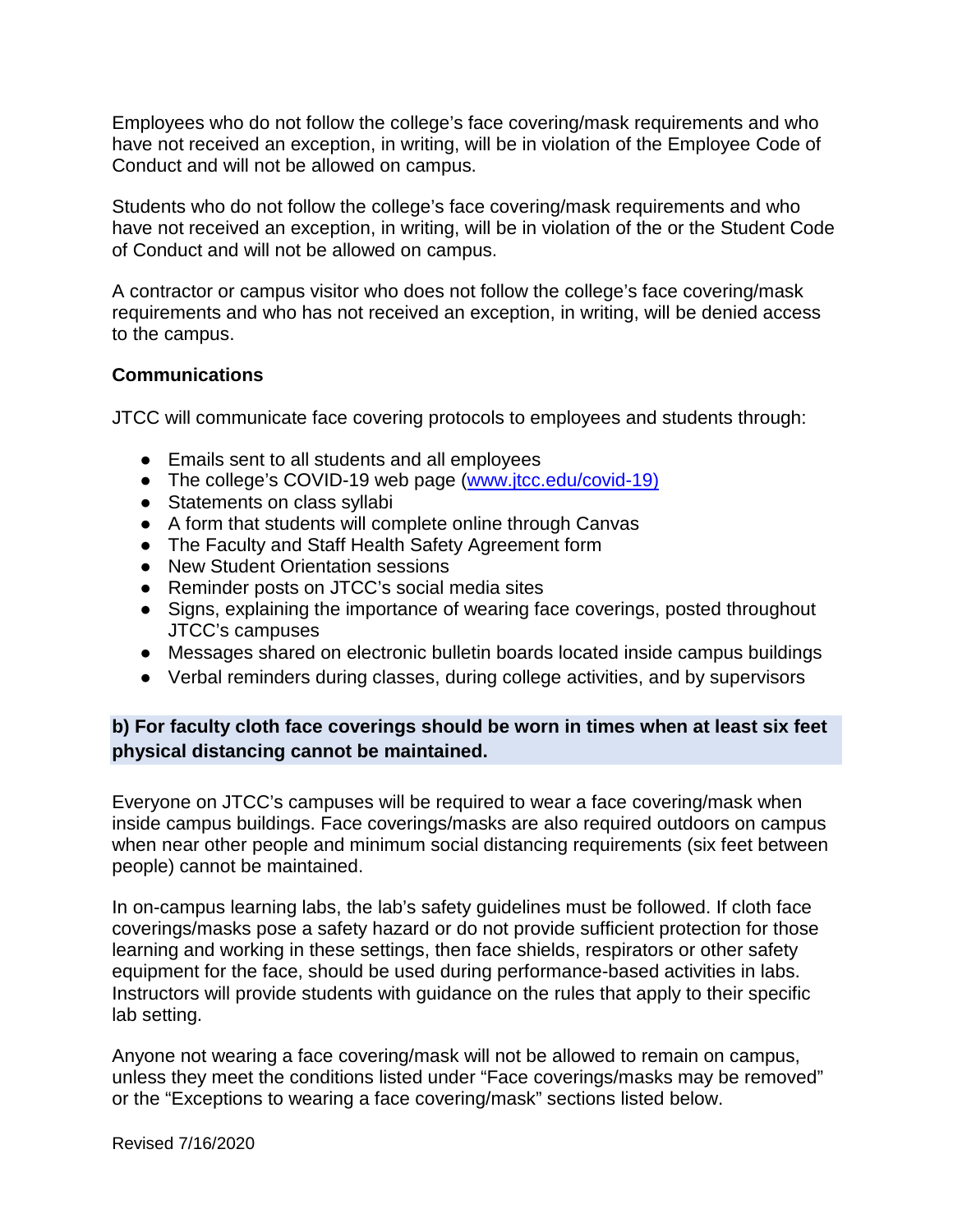Employees who do not follow the college's face covering/mask requirements and who have not received an exception, in writing, will be in violation of the Employee Code of Conduct and will not be allowed on campus.

Students who do not follow the college's face covering/mask requirements and who have not received an exception, in writing, will be in violation of the or the Student Code of Conduct and will not be allowed on campus.

A contractor or campus visitor who does not follow the college's face covering/mask requirements and who has not received an exception, in writing, will be denied access to the campus.

**Communications**

JTCC will communicate face covering protocols to employees and students through:

- Emails sent to all students and all employees
- The college's COVID-19 web page (www.jtcc.edu/covid-19)
- Statements on class syllabi
- A form that students will complete online through Canvas
- The Faculty and Staff Health Safety Agreement form
- New Student Orientation sessions
- Reminder posts on JTCC's social media sites
- Signs, explaining the importance of wearing face coverings, posted throughout JTCC's campuses
- Messages shared on electronic bulletin boards located inside campus buildings
- Verbal reminders during classes, during college activities, and by supervisors

**b) For faculty cloth face coverings should be worn in times when at least six feet physical distancing cannot be maintained.**

Everyone on JTCC's campuses will be required to wear a face covering/mask when inside campus buildings. Face coverings/masks are also required outdoors on campus when near other people and minimum social distancing requirements (six feet between people) cannot be maintained.

In on-campus learning labs, the lab's safety guidelines must be followed. If cloth face coverings/masks pose a safety hazard or do not provide sufficient protection for those learning and working in these settings, then face shields, respirators or other safety equipment for the face, should be used during performance-based activities in labs. Instructors will provide students with guidance on the rules that apply to their specific lab setting.

Anyone not wearing a face covering/mask will not be allowed to remain on campus, unless they meet the conditions listed under "Face coverings/masks may be removed" or the "Exceptions to wearing a face covering/mask" sections listed below.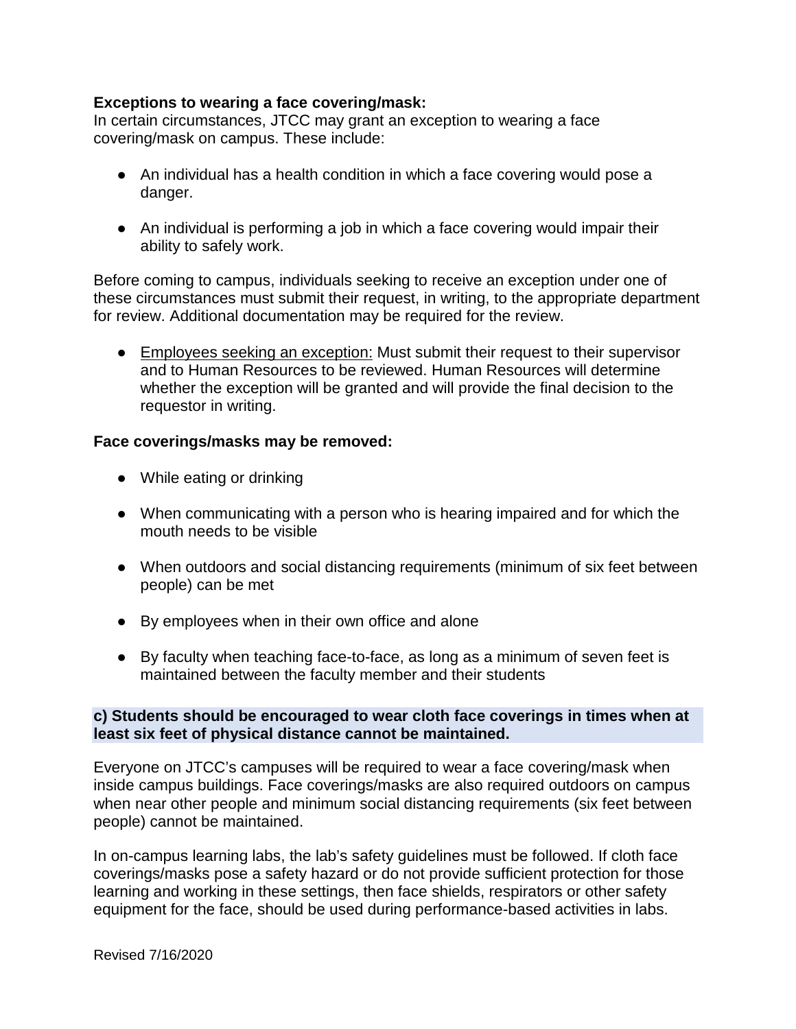**Exceptions to wearing a face covering/mask:**
In certain circumstances, JTCC may grant an exception to wearing a face covering/mask on campus. These include:

- An individual has a health condition in which a face covering would pose a danger.
- An individual is performing a job in which a face covering would impair their ability to safely work.

Before coming to campus, individuals seeking to receive an exception under one of these circumstances must submit their request, in writing, to the appropriate department for review. Additional documentation may be required for the review.

- <u>Employees seeking an exception:</u> Must submit their request to their supervisor and to Human Resources to be reviewed. Human Resources will determine whether the exception will be granted and will provide the final decision to the requestor in writing.

**Face coverings/masks may be removed:**

- While eating or drinking
- When communicating with a person who is hearing impaired and for which the mouth needs to be visible
- When outdoors and social distancing requirements (minimum of six feet between people) can be met
- By employees when in their own office and alone
- By faculty when teaching face-to-face, as long as a minimum of seven feet is maintained between the faculty member and their students

**c) Students should be encouraged to wear cloth face coverings in times when at least six feet of physical distance cannot be maintained.**

Everyone on JTCC's campuses will be required to wear a face covering/mask when inside campus buildings. Face coverings/masks are also required outdoors on campus when near other people and minimum social distancing requirements (six feet between people) cannot be maintained.

In on-campus learning labs, the lab's safety guidelines must be followed. If cloth face coverings/masks pose a safety hazard or do not provide sufficient protection for those learning and working in these settings, then face shields, respirators or other safety equipment for the face, should be used during performance-based activities in labs.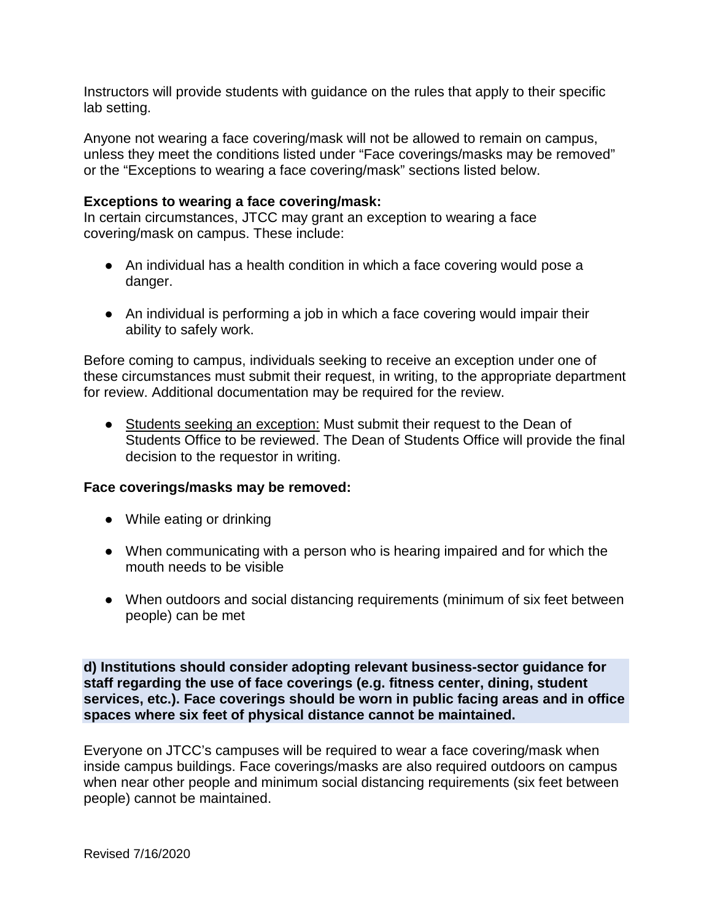Instructors will provide students with guidance on the rules that apply to their specific lab setting.

Anyone not wearing a face covering/mask will not be allowed to remain on campus, unless they meet the conditions listed under "Face coverings/masks may be removed" or the "Exceptions to wearing a face covering/mask" sections listed below.

**Exceptions to wearing a face covering/mask:**
In certain circumstances, JTCC may grant an exception to wearing a face covering/mask on campus. These include:

- An individual has a health condition in which a face covering would pose a danger.
- An individual is performing a job in which a face covering would impair their ability to safely work.

Before coming to campus, individuals seeking to receive an exception under one of these circumstances must submit their request, in writing, to the appropriate department for review. Additional documentation may be required for the review.

- <u>Students seeking an exception:</u> Must submit their request to the Dean of Students Office to be reviewed. The Dean of Students Office will provide the final decision to the requestor in writing.

**Face coverings/masks may be removed:**

- While eating or drinking
- When communicating with a person who is hearing impaired and for which the mouth needs to be visible
- When outdoors and social distancing requirements (minimum of six feet between people) can be met

**d) Institutions should consider adopting relevant business-sector guidance for staff regarding the use of face coverings (e.g. fitness center, dining, student services, etc.). Face coverings should be worn in public facing areas and in office spaces where six feet of physical distance cannot be maintained.**

Everyone on JTCC's campuses will be required to wear a face covering/mask when inside campus buildings. Face coverings/masks are also required outdoors on campus when near other people and minimum social distancing requirements (six feet between people) cannot be maintained.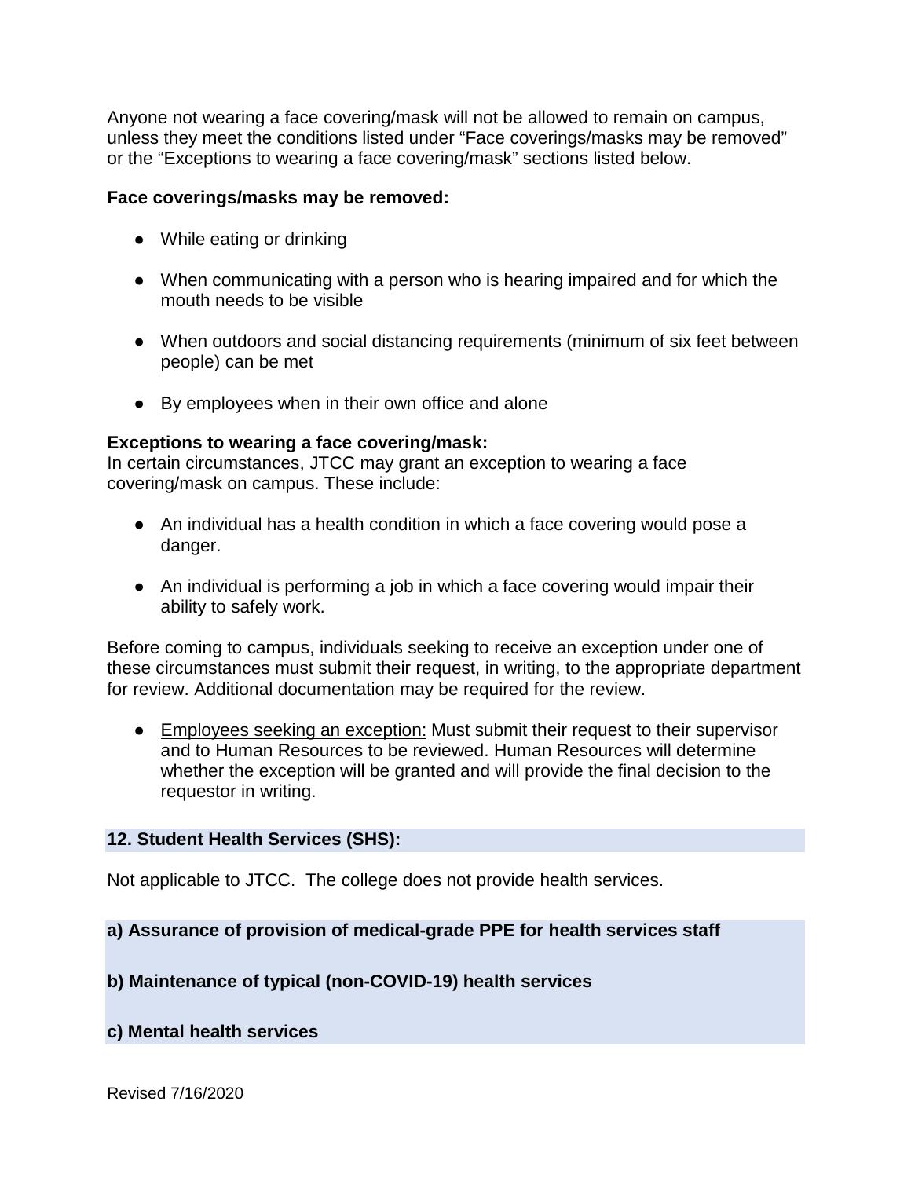Anyone not wearing a face covering/mask will not be allowed to remain on campus, unless they meet the conditions listed under “Face coverings/masks may be removed” or the “Exceptions to wearing a face covering/mask” sections listed below.

**Face coverings/masks may be removed:**

- While eating or drinking
- When communicating with a person who is hearing impaired and for which the mouth needs to be visible
- When outdoors and social distancing requirements (minimum of six feet between people) can be met
- By employees when in their own office and alone

**Exceptions to wearing a face covering/mask:**
In certain circumstances, JTCC may grant an exception to wearing a face covering/mask on campus. These include:

- An individual has a health condition in which a face covering would pose a danger.
- An individual is performing a job in which a face covering would impair their ability to safely work.

Before coming to campus, individuals seeking to receive an exception under one of these circumstances must submit their request, in writing, to the appropriate department for review. Additional documentation may be required for the review.

- Employees seeking an exception: Must submit their request to their supervisor and to Human Resources to be reviewed. Human Resources will determine whether the exception will be granted and will provide the final decision to the requestor in writing.

## 12. Student Health Services (SHS):

Not applicable to JTCC. The college does not provide health services.

### a) Assurance of provision of medical-grade PPE for health services staff

### b) Maintenance of typical (non-COVID-19) health services

### c) Mental health services

Revised 7/16/2020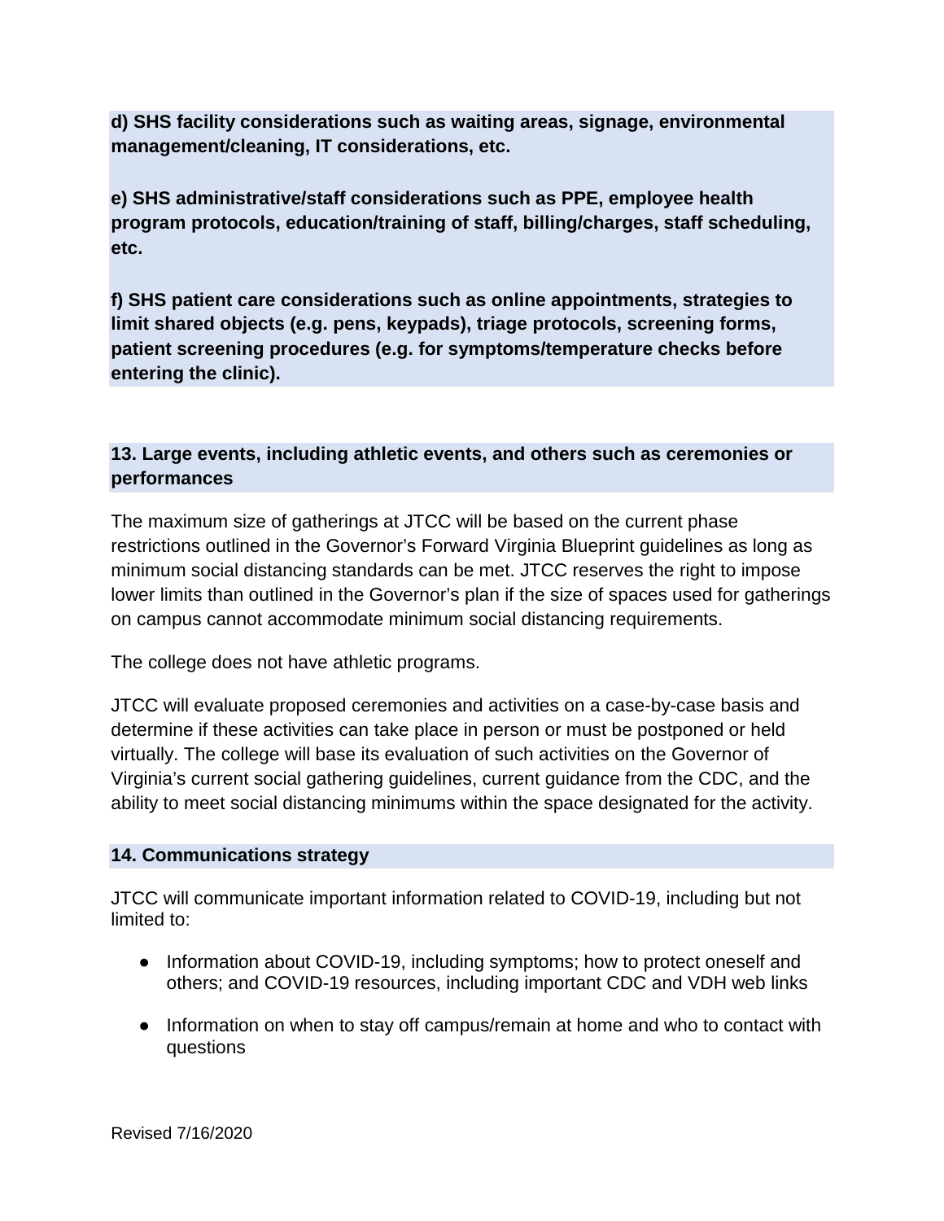**d) SHS facility considerations such as waiting areas, signage, environmental management/cleaning, IT considerations, etc.**

**e) SHS administrative/staff considerations such as PPE, employee health program protocols, education/training of staff, billing/charges, staff scheduling, etc.**

**f) SHS patient care considerations such as online appointments, strategies to limit shared objects (e.g. pens, keypads), triage protocols, screening forms, patient screening procedures (e.g. for symptoms/temperature checks before entering the clinic).**

## 13. Large events, including athletic events, and others such as ceremonies or performances

The maximum size of gatherings at JTCC will be based on the current phase restrictions outlined in the Governor's Forward Virginia Blueprint guidelines as long as minimum social distancing standards can be met. JTCC reserves the right to impose lower limits than outlined in the Governor's plan if the size of spaces used for gatherings on campus cannot accommodate minimum social distancing requirements.

The college does not have athletic programs.

JTCC will evaluate proposed ceremonies and activities on a case-by-case basis and determine if these activities can take place in person or must be postponed or held virtually. The college will base its evaluation of such activities on the Governor of Virginia's current social gathering guidelines, current guidance from the CDC, and the ability to meet social distancing minimums within the space designated for the activity.

## 14. Communications strategy

JTCC will communicate important information related to COVID-19, including but not limited to:

- Information about COVID-19, including symptoms; how to protect oneself and others; and COVID-19 resources, including important CDC and VDH web links
- Information on when to stay off campus/remain at home and who to contact with questions

Revised 7/16/2020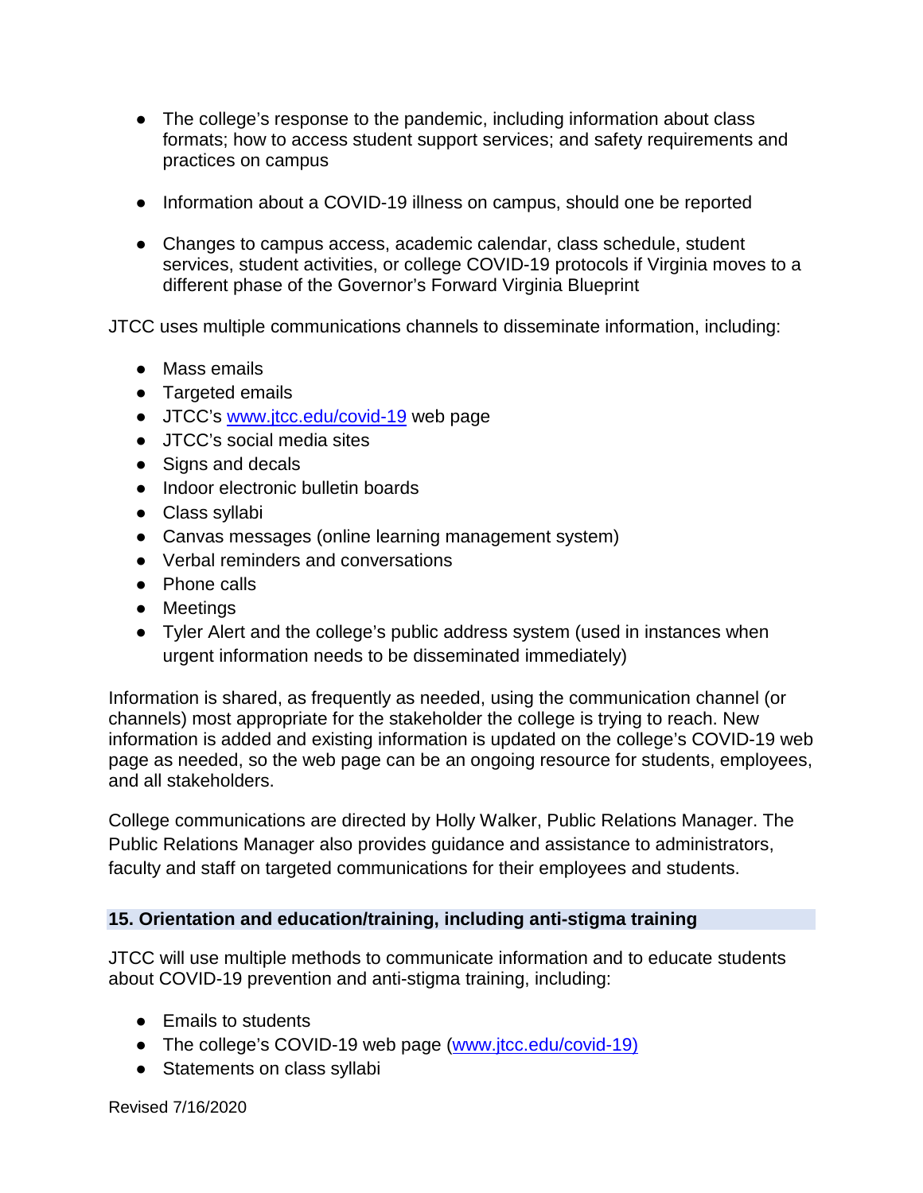- The college's response to the pandemic, including information about class formats; how to access student support services; and safety requirements and practices on campus

- Information about a COVID-19 illness on campus, should one be reported

- Changes to campus access, academic calendar, class schedule, student services, student activities, or college COVID-19 protocols if Virginia moves to a different phase of the Governor's Forward Virginia Blueprint

JTCC uses multiple communications channels to disseminate information, including:

- Mass emails
- Targeted emails
- JTCC's [www.jtcc.edu/covid-19](www.jtcc.edu/covid-19) web page
- JTCC's social media sites
- Signs and decals
- Indoor electronic bulletin boards
- Class syllabi
- Canvas messages (online learning management system)
- Verbal reminders and conversations
- Phone calls
- Meetings
- Tyler Alert and the college's public address system (used in instances when urgent information needs to be disseminated immediately)

Information is shared, as frequently as needed, using the communication channel (or channels) most appropriate for the stakeholder the college is trying to reach. New information is added and existing information is updated on the college's COVID-19 web page as needed, so the web page can be an ongoing resource for students, employees, and all stakeholders.

College communications are directed by Holly Walker, Public Relations Manager. The Public Relations Manager also provides guidance and assistance to administrators, faculty and staff on targeted communications for their employees and students.

### 15. Orientation and education/training, including anti-stigma training

JTCC will use multiple methods to communicate information and to educate students about COVID-19 prevention and anti-stigma training, including:

- Emails to students
- The college's COVID-19 web page ([www.jtcc.edu/covid-19)](www.jtcc.edu/covid-19)
- Statements on class syllabi

Revised 7/16/2020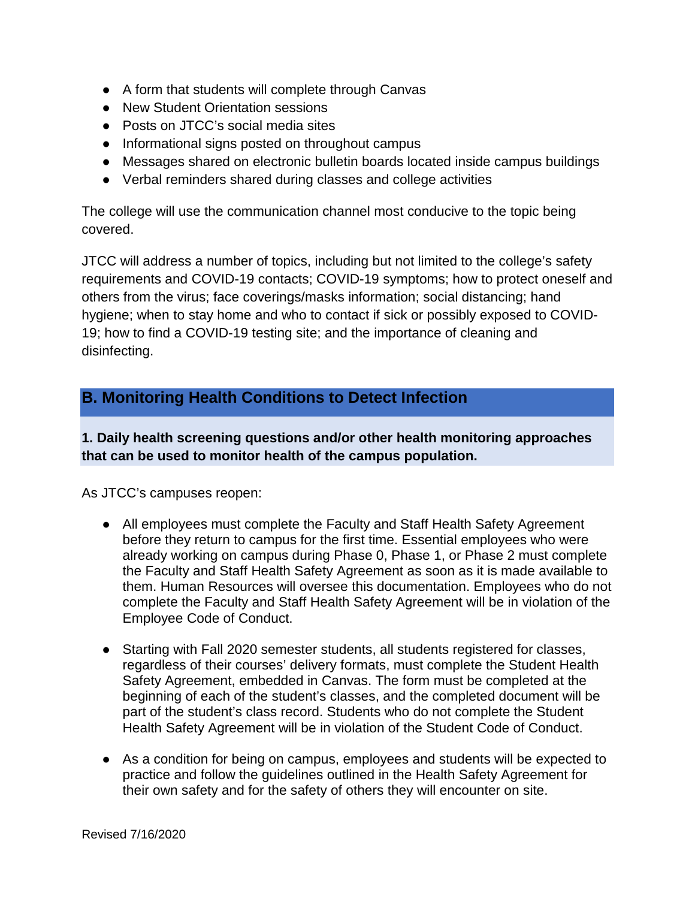- A form that students will complete through Canvas
- New Student Orientation sessions
- Posts on JTCC's social media sites
- Informational signs posted on throughout campus
- Messages shared on electronic bulletin boards located inside campus buildings
- Verbal reminders shared during classes and college activities

The college will use the communication channel most conducive to the topic being covered.

JTCC will address a number of topics, including but not limited to the college's safety requirements and COVID-19 contacts; COVID-19 symptoms; how to protect oneself and others from the virus; face coverings/masks information; social distancing; hand hygiene; when to stay home and who to contact if sick or possibly exposed to COVID-19; how to find a COVID-19 testing site; and the importance of cleaning and disinfecting.

## B. Monitoring Health Conditions to Detect Infection

### 1. Daily health screening questions and/or other health monitoring approaches that can be used to monitor health of the campus population.

As JTCC's campuses reopen:

- All employees must complete the Faculty and Staff Health Safety Agreement before they return to campus for the first time. Essential employees who were already working on campus during Phase 0, Phase 1, or Phase 2 must complete the Faculty and Staff Health Safety Agreement as soon as it is made available to them. Human Resources will oversee this documentation. Employees who do not complete the Faculty and Staff Health Safety Agreement will be in violation of the Employee Code of Conduct.

- Starting with Fall 2020 semester students, all students registered for classes, regardless of their courses' delivery formats, must complete the Student Health Safety Agreement, embedded in Canvas. The form must be completed at the beginning of each of the student's classes, and the completed document will be part of the student's class record. Students who do not complete the Student Health Safety Agreement will be in violation of the Student Code of Conduct.

- As a condition for being on campus, employees and students will be expected to practice and follow the guidelines outlined in the Health Safety Agreement for their own safety and for the safety of others they will encounter on site.

Revised 7/16/2020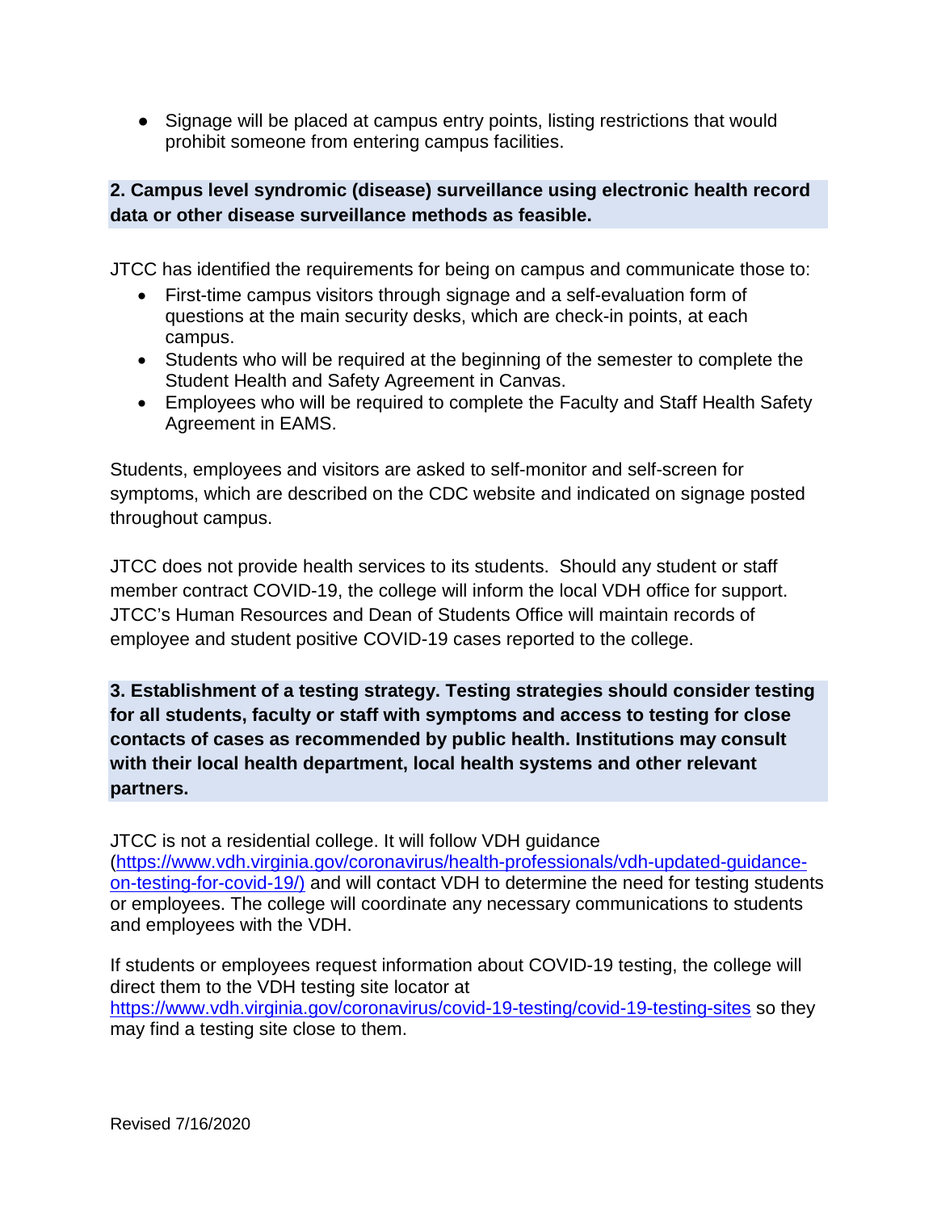- Signage will be placed at campus entry points, listing restrictions that would prohibit someone from entering campus facilities.

**2. Campus level syndromic (disease) surveillance using electronic health record data or other disease surveillance methods as feasible.**

JTCC has identified the requirements for being on campus and communicate those to:

- First-time campus visitors through signage and a self-evaluation form of questions at the main security desks, which are check-in points, at each campus.
- Students who will be required at the beginning of the semester to complete the Student Health and Safety Agreement in Canvas.
- Employees who will be required to complete the Faculty and Staff Health Safety Agreement in EAMS.

Students, employees and visitors are asked to self-monitor and self-screen for symptoms, which are described on the CDC website and indicated on signage posted throughout campus.

JTCC does not provide health services to its students. Should any student or staff member contract COVID-19, the college will inform the local VDH office for support. JTCC's Human Resources and Dean of Students Office will maintain records of employee and student positive COVID-19 cases reported to the college.

**3. Establishment of a testing strategy. Testing strategies should consider testing for all students, faculty or staff with symptoms and access to testing for close contacts of cases as recommended by public health. Institutions may consult with their local health department, local health systems and other relevant partners.**

JTCC is not a residential college. It will follow VDH guidance (https://www.vdh.virginia.gov/coronavirus/health-professionals/vdh-updated-guidance-on-testing-for-covid-19/) and will contact VDH to determine the need for testing students or employees. The college will coordinate any necessary communications to students and employees with the VDH.

If students or employees request information about COVID-19 testing, the college will direct them to the VDH testing site locator at https://www.vdh.virginia.gov/coronavirus/covid-19-testing/covid-19-testing-sites so they may find a testing site close to them.

Revised 7/16/2020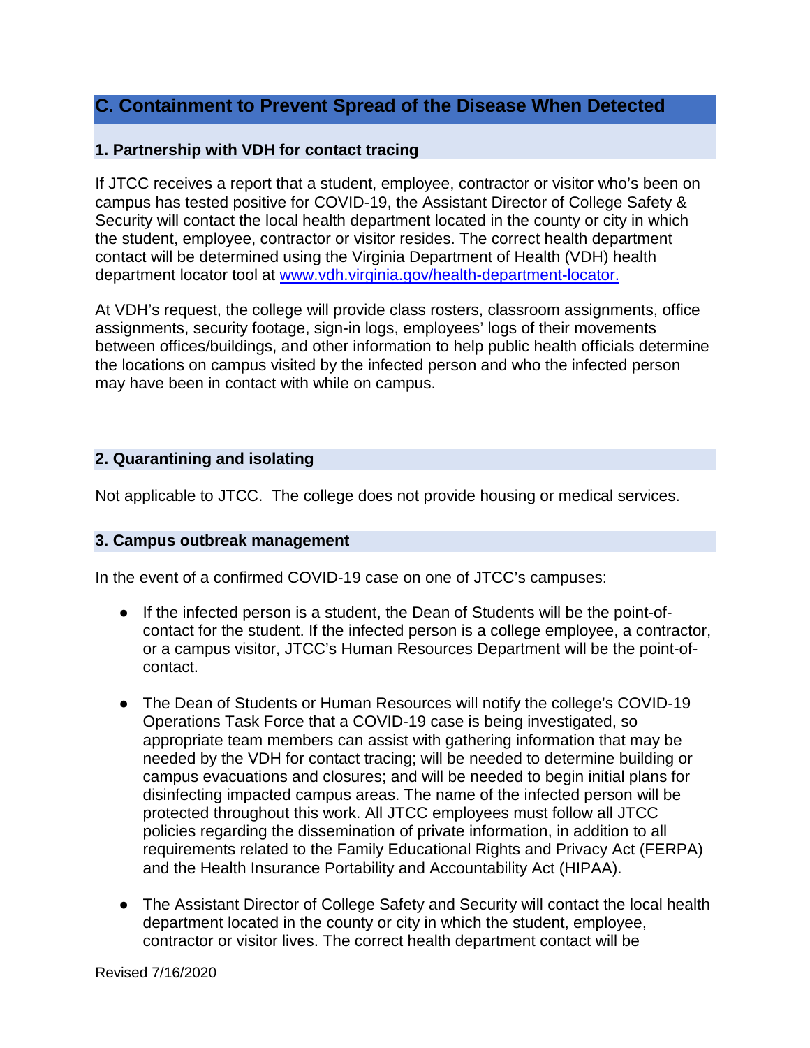## C. Containment to Prevent Spread of the Disease When Detected

### 1. Partnership with VDH for contact tracing

If JTCC receives a report that a student, employee, contractor or visitor who's been on campus has tested positive for COVID-19, the Assistant Director of College Safety & Security will contact the local health department located in the county or city in which the student, employee, contractor or visitor resides. The correct health department contact will be determined using the Virginia Department of Health (VDH) health department locator tool at [www.vdh.virginia.gov/health-department-locator.](http://www.vdh.virginia.gov/health-department-locator)

At VDH's request, the college will provide class rosters, classroom assignments, office assignments, security footage, sign-in logs, employees' logs of their movements between offices/buildings, and other information to help public health officials determine the locations on campus visited by the infected person and who the infected person may have been in contact with while on campus.

### 2. Quarantining and isolating

Not applicable to JTCC. The college does not provide housing or medical services.

### 3. Campus outbreak management

In the event of a confirmed COVID-19 case on one of JTCC's campuses:

- If the infected person is a student, the Dean of Students will be the point-of-contact for the student. If the infected person is a college employee, a contractor, or a campus visitor, JTCC's Human Resources Department will be the point-of-contact.
- The Dean of Students or Human Resources will notify the college's COVID-19 Operations Task Force that a COVID-19 case is being investigated, so appropriate team members can assist with gathering information that may be needed by the VDH for contact tracing; will be needed to determine building or campus evacuations and closures; and will be needed to begin initial plans for disinfecting impacted campus areas. The name of the infected person will be protected throughout this work. All JTCC employees must follow all JTCC policies regarding the dissemination of private information, in addition to all requirements related to the Family Educational Rights and Privacy Act (FERPA) and the Health Insurance Portability and Accountability Act (HIPAA).
- The Assistant Director of College Safety and Security will contact the local health department located in the county or city in which the student, employee, contractor or visitor lives. The correct health department contact will be

Revised 7/16/2020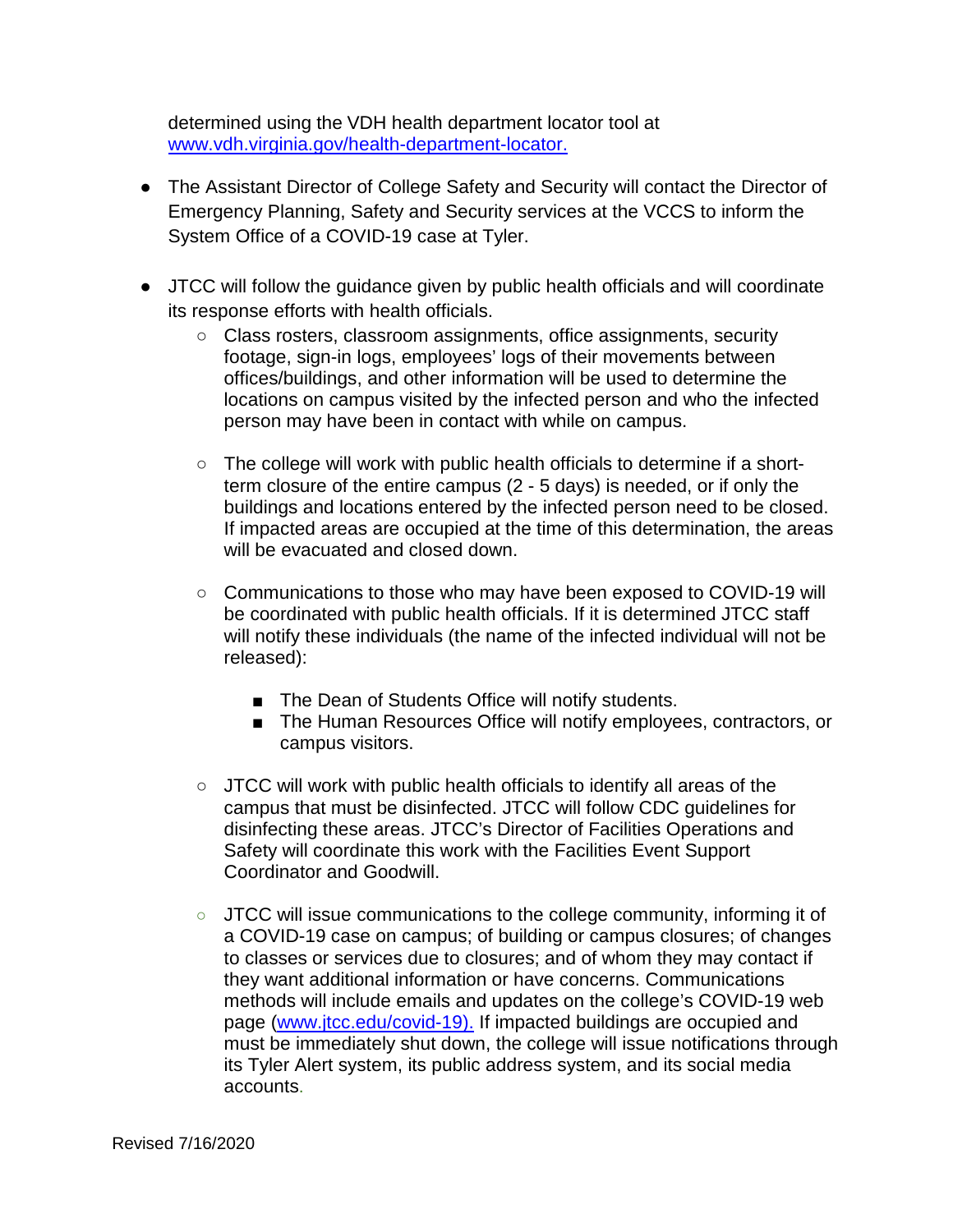determined using the VDH health department locator tool at [www.vdh.virginia.gov/health-department-locator.](http://www.vdh.virginia.gov/health-department-locator)

- The Assistant Director of College Safety and Security will contact the Director of Emergency Planning, Safety and Security services at the VCCS to inform the System Office of a COVID-19 case at Tyler.

- JTCC will follow the guidance given by public health officials and will coordinate its response efforts with health officials.
  - Class rosters, classroom assignments, office assignments, security footage, sign-in logs, employees' logs of their movements between offices/buildings, and other information will be used to determine the locations on campus visited by the infected person and who the infected person may have been in contact with while on campus.

  - The college will work with public health officials to determine if a short-term closure of the entire campus (2 - 5 days) is needed, or if only the buildings and locations entered by the infected person need to be closed. If impacted areas are occupied at the time of this determination, the areas will be evacuated and closed down.

  - Communications to those who may have been exposed to COVID-19 will be coordinated with public health officials. If it is determined JTCC staff will notify these individuals (the name of the infected individual will not be released):

    - The Dean of Students Office will notify students.
    - The Human Resources Office will notify employees, contractors, or campus visitors.

  - JTCC will work with public health officials to identify all areas of the campus that must be disinfected. JTCC will follow CDC guidelines for disinfecting these areas. JTCC's Director of Facilities Operations and Safety will coordinate this work with the Facilities Event Support Coordinator and Goodwill.

  - JTCC will issue communications to the college community, informing it of a COVID-19 case on campus; of building or campus closures; of changes to classes or services due to closures; and of whom they may contact if they want additional information or have concerns. Communications methods will include emails and updates on the college's COVID-19 web page ([www.jtcc.edu/covid-19).](http://www.jtcc.edu/covid-19) If impacted buildings are occupied and must be immediately shut down, the college will issue notifications through its Tyler Alert system, its public address system, and its social media accounts.

Revised 7/16/2020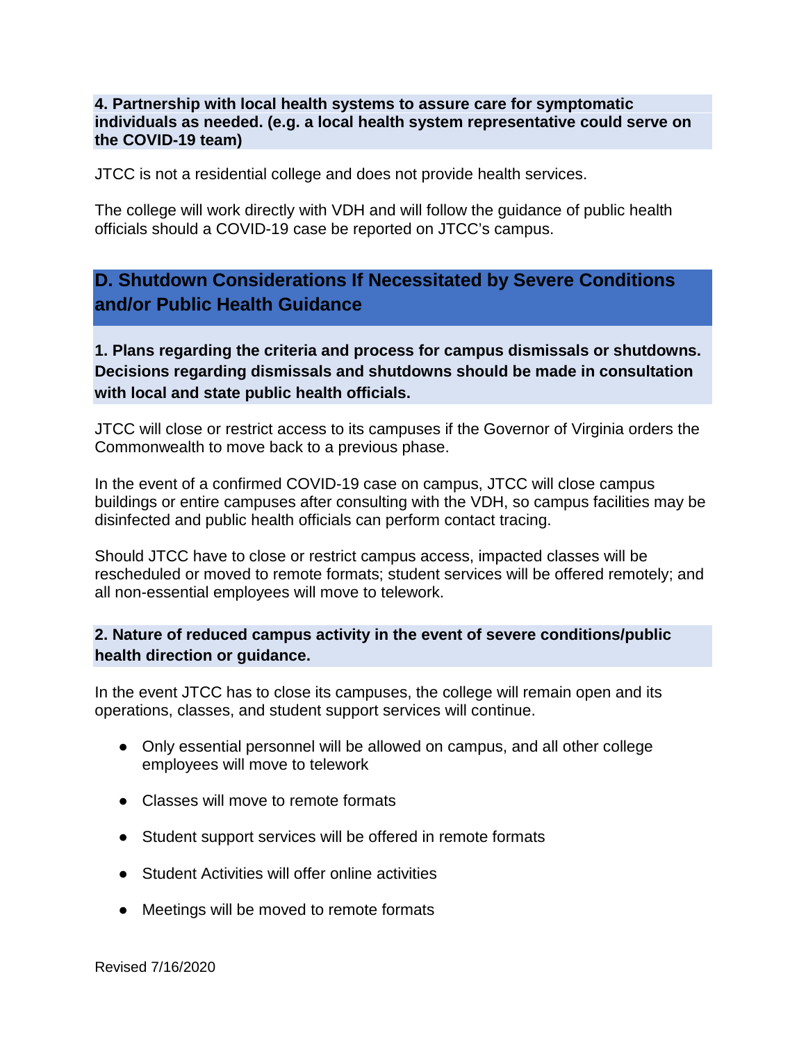**4. Partnership with local health systems to assure care for symptomatic individuals as needed. (e.g. a local health system representative could serve on the COVID-19 team)**

JTCC is not a residential college and does not provide health services.

The college will work directly with VDH and will follow the guidance of public health officials should a COVID-19 case be reported on JTCC's campus.

## D. Shutdown Considerations If Necessitated by Severe Conditions and/or Public Health Guidance

**1. Plans regarding the criteria and process for campus dismissals or shutdowns. Decisions regarding dismissals and shutdowns should be made in consultation with local and state public health officials.**

JTCC will close or restrict access to its campuses if the Governor of Virginia orders the Commonwealth to move back to a previous phase.

In the event of a confirmed COVID-19 case on campus, JTCC will close campus buildings or entire campuses after consulting with the VDH, so campus facilities may be disinfected and public health officials can perform contact tracing.

Should JTCC have to close or restrict campus access, impacted classes will be rescheduled or moved to remote formats; student services will be offered remotely; and all non-essential employees will move to telework.

**2. Nature of reduced campus activity in the event of severe conditions/public health direction or guidance.**

In the event JTCC has to close its campuses, the college will remain open and its operations, classes, and student support services will continue.

- Only essential personnel will be allowed on campus, and all other college employees will move to telework
- Classes will move to remote formats
- Student support services will be offered in remote formats
- Student Activities will offer online activities
- Meetings will be moved to remote formats

Revised 7/16/2020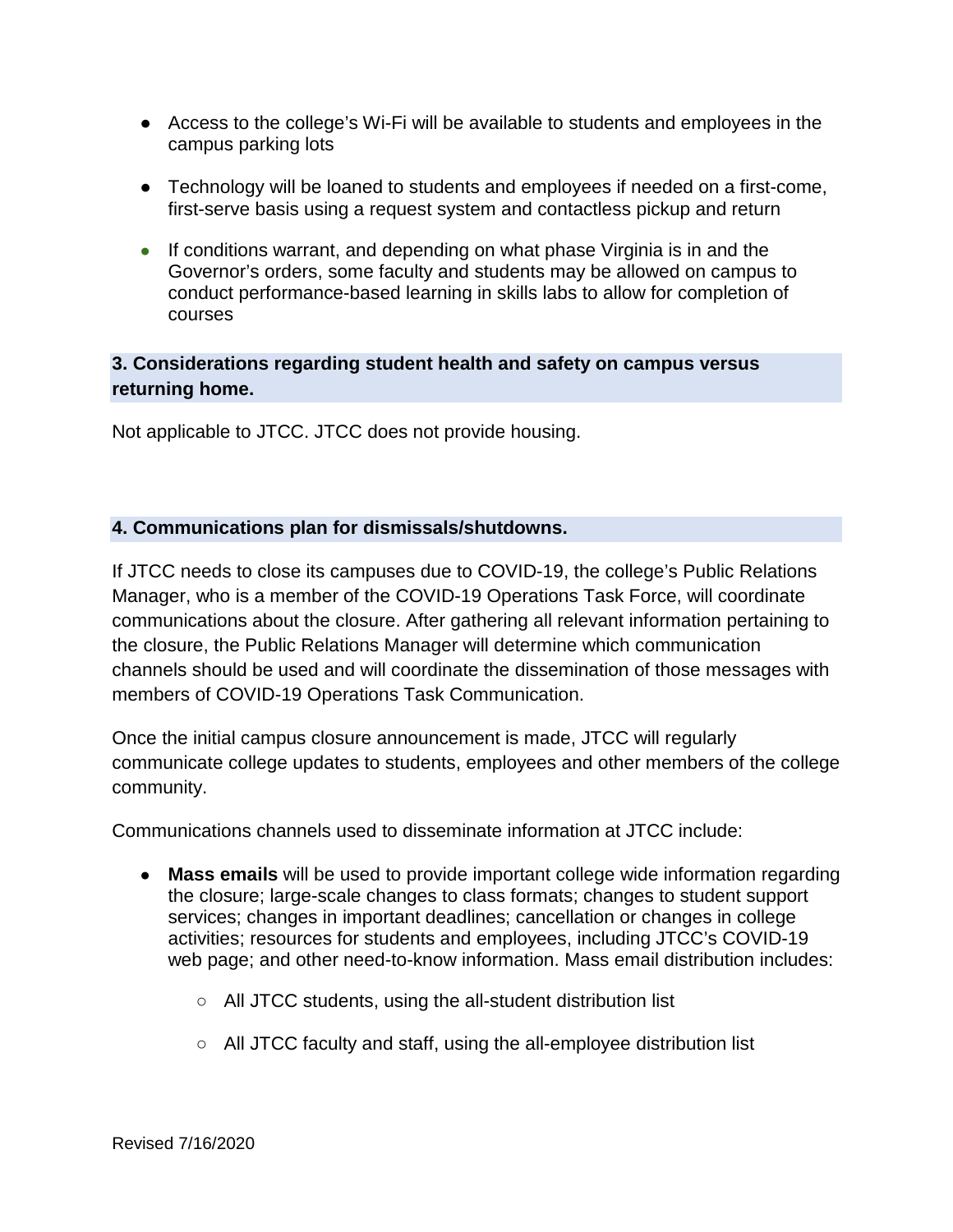- Access to the college's Wi-Fi will be available to students and employees in the campus parking lots
- Technology will be loaned to students and employees if needed on a first-come, first-serve basis using a request system and contactless pickup and return
- If conditions warrant, and depending on what phase Virginia is in and the Governor's orders, some faculty and students may be allowed on campus to conduct performance-based learning in skills labs to allow for completion of courses

### 3. Considerations regarding student health and safety on campus versus returning home.

Not applicable to JTCC. JTCC does not provide housing.

### 4. Communications plan for dismissals/shutdowns.

If JTCC needs to close its campuses due to COVID-19, the college's Public Relations Manager, who is a member of the COVID-19 Operations Task Force, will coordinate communications about the closure. After gathering all relevant information pertaining to the closure, the Public Relations Manager will determine which communication channels should be used and will coordinate the dissemination of those messages with members of COVID-19 Operations Task Communication.

Once the initial campus closure announcement is made, JTCC will regularly communicate college updates to students, employees and other members of the college community.

Communications channels used to disseminate information at JTCC include:

- **Mass emails** will be used to provide important college wide information regarding the closure; large-scale changes to class formats; changes to student support services; changes in important deadlines; cancellation or changes in college activities; resources for students and employees, including JTCC's COVID-19 web page; and other need-to-know information. Mass email distribution includes:
    - All JTCC students, using the all-student distribution list
    - All JTCC faculty and staff, using the all-employee distribution list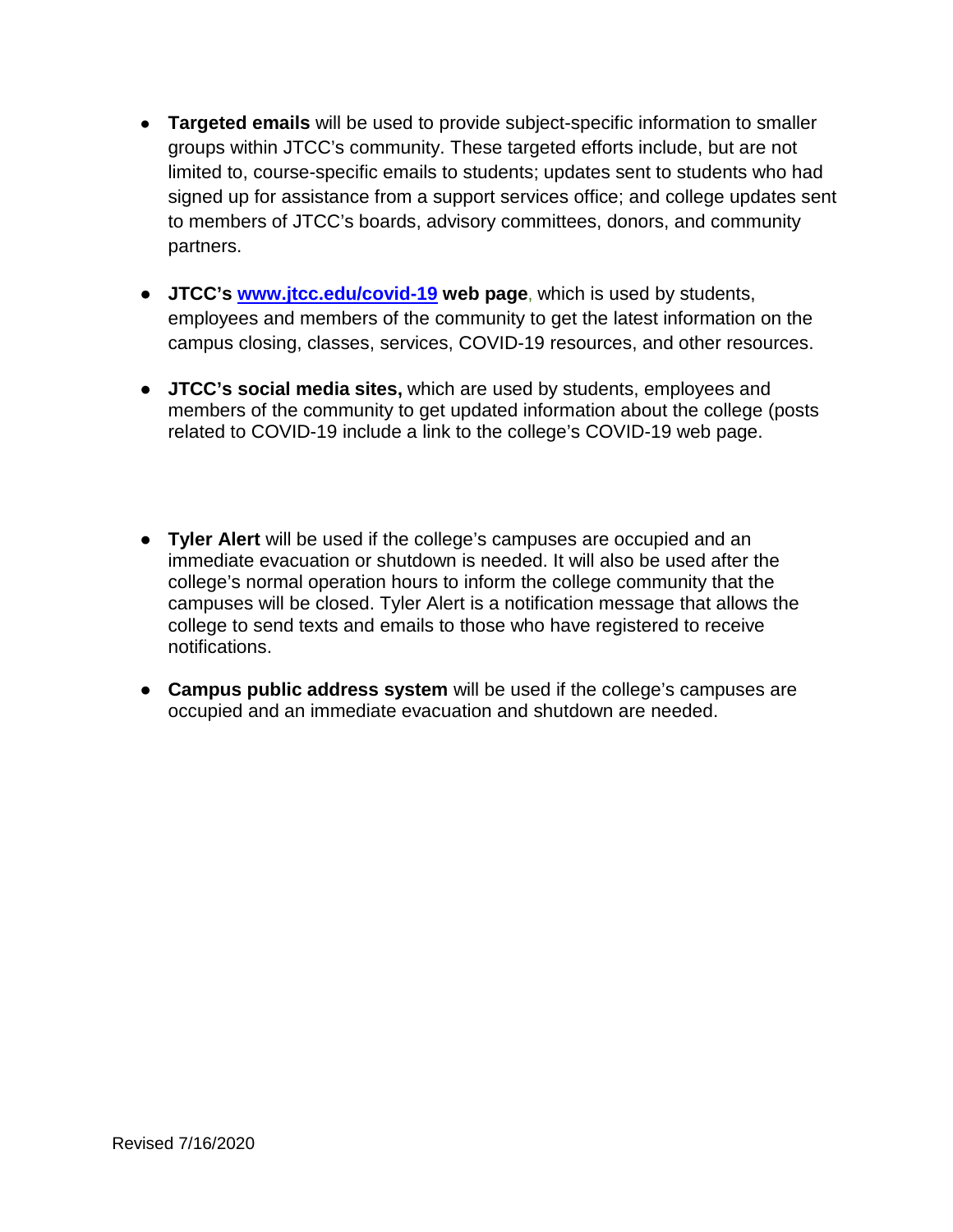- **Targeted emails** will be used to provide subject-specific information to smaller groups within JTCC's community. These targeted efforts include, but are not limited to, course-specific emails to students; updates sent to students who had signed up for assistance from a support services office; and college updates sent to members of JTCC's boards, advisory committees, donors, and community partners.

- **JTCC's [www.jtcc.edu/covid-19](www.jtcc.edu/covid-19) web page**, which is used by students, employees and members of the community to get the latest information on the campus closing, classes, services, COVID-19 resources, and other resources.

- **JTCC's social media sites,** which are used by students, employees and members of the community to get updated information about the college (posts related to COVID-19 include a link to the college's COVID-19 web page.

- **Tyler Alert** will be used if the college's campuses are occupied and an immediate evacuation or shutdown is needed. It will also be used after the college's normal operation hours to inform the college community that the campuses will be closed. Tyler Alert is a notification message that allows the college to send texts and emails to those who have registered to receive notifications.

- **Campus public address system** will be used if the college's campuses are occupied and an immediate evacuation and shutdown are needed.

Revised 7/16/2020